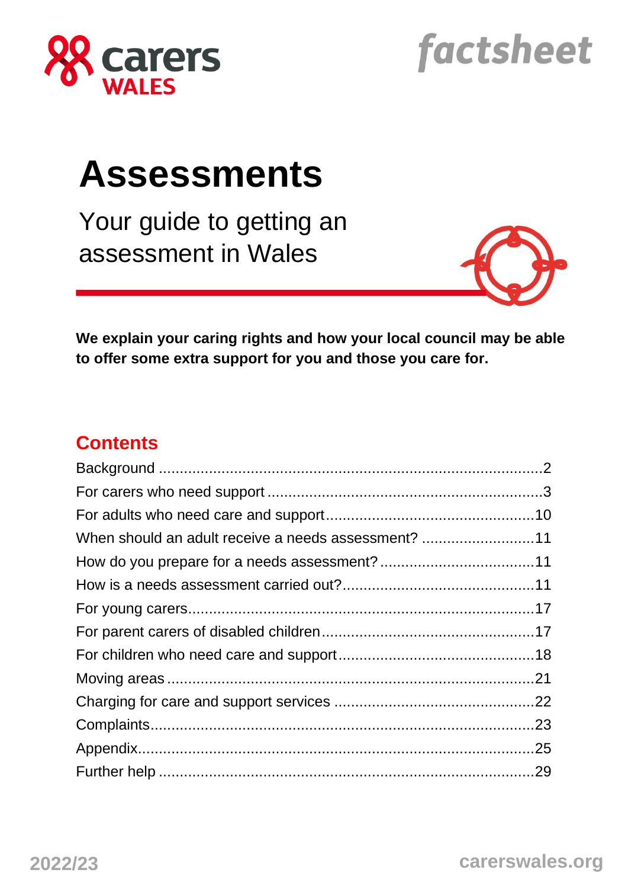carers WALES

factsheet

# Assessments

## Your guide to getting an assessment in Wales

**We explain your caring rights and how your local council may be able to offer some extra support for you and those you care for.**

## Contents

Background ....... 2
For carers who need support ....... 3
For adults who need care and support ....... 10
When should an adult receive a needs assessment? ....... 11
How do you prepare for a needs assessment? ....... 11
How is a needs assessment carried out? ....... 11
For young carers ....... 17
For parent carers of disabled children ....... 17
For children who need care and support ....... 18
Moving areas ....... 21
Charging for care and support services ....... 22
Complaints ....... 23
Appendix ....... 25
Further help ....... 29

2022/23

carerswales.org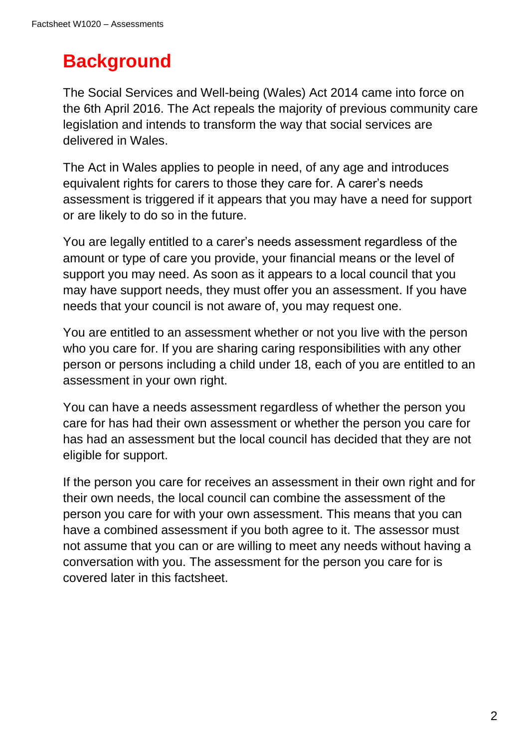# Background

The Social Services and Well-being (Wales) Act 2014 came into force on the 6th April 2016. The Act repeals the majority of previous community care legislation and intends to transform the way that social services are delivered in Wales.

The Act in Wales applies to people in need, of any age and introduces equivalent rights for carers to those they care for. A carer's needs assessment is triggered if it appears that you may have a need for support or are likely to do so in the future.

You are legally entitled to a carer's needs assessment regardless of the amount or type of care you provide, your financial means or the level of support you may need. As soon as it appears to a local council that you may have support needs, they must offer you an assessment. If you have needs that your council is not aware of, you may request one.

You are entitled to an assessment whether or not you live with the person who you care for. If you are sharing caring responsibilities with any other person or persons including a child under 18, each of you are entitled to an assessment in your own right.

You can have a needs assessment regardless of whether the person you care for has had their own assessment or whether the person you care for has had an assessment but the local council has decided that they are not eligible for support.

If the person you care for receives an assessment in their own right and for their own needs, the local council can combine the assessment of the person you care for with your own assessment. This means that you can have a combined assessment if you both agree to it. The assessor must not assume that you can or are willing to meet any needs without having a conversation with you. The assessment for the person you care for is covered later in this factsheet.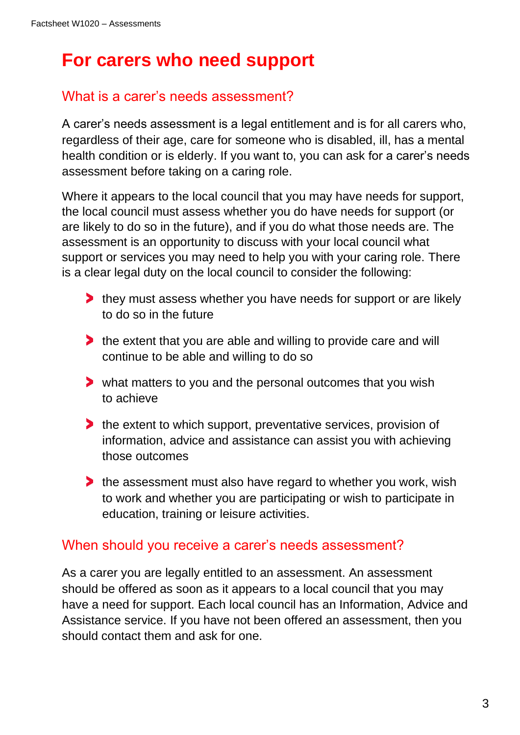# For carers who need support

## What is a carer's needs assessment?

A carer's needs assessment is a legal entitlement and is for all carers who, regardless of their age, care for someone who is disabled, ill, has a mental health condition or is elderly. If you want to, you can ask for a carer's needs assessment before taking on a caring role.

Where it appears to the local council that you may have needs for support, the local council must assess whether you do have needs for support (or are likely to do so in the future), and if you do what those needs are. The assessment is an opportunity to discuss with your local council what support or services you may need to help you with your caring role. There is a clear legal duty on the local council to consider the following:

- they must assess whether you have needs for support or are likely to do so in the future
- the extent that you are able and willing to provide care and will continue to be able and willing to do so
- what matters to you and the personal outcomes that you wish to achieve
- the extent to which support, preventative services, provision of information, advice and assistance can assist you with achieving those outcomes
- the assessment must also have regard to whether you work, wish to work and whether you are participating or wish to participate in education, training or leisure activities.

## When should you receive a carer's needs assessment?

As a carer you are legally entitled to an assessment. An assessment should be offered as soon as it appears to a local council that you may have a need for support. Each local council has an Information, Advice and Assistance service. If you have not been offered an assessment, then you should contact them and ask for one.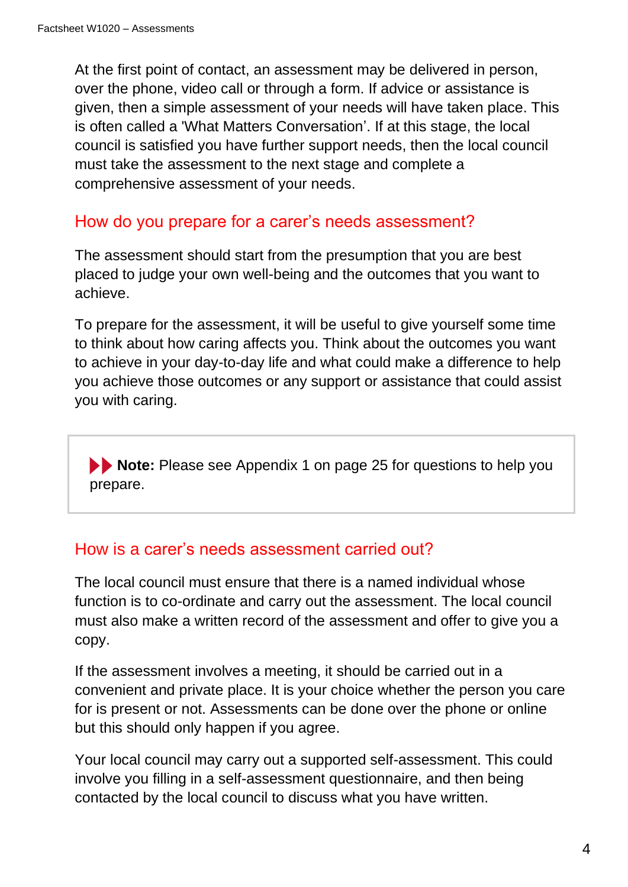At the first point of contact, an assessment may be delivered in person, over the phone, video call or through a form. If advice or assistance is given, then a simple assessment of your needs will have taken place. This is often called a 'What Matters Conversation'. If at this stage, the local council is satisfied you have further support needs, then the local council must take the assessment to the next stage and complete a comprehensive assessment of your needs.

## How do you prepare for a carer's needs assessment?

The assessment should start from the presumption that you are best placed to judge your own well-being and the outcomes that you want to achieve.

To prepare for the assessment, it will be useful to give yourself some time to think about how caring affects you. Think about the outcomes you want to achieve in your day-to-day life and what could make a difference to help you achieve those outcomes or any support or assistance that could assist you with caring.

> **Note:** Please see Appendix 1 on page 25 for questions to help you prepare.

## How is a carer's needs assessment carried out?

The local council must ensure that there is a named individual whose function is to co-ordinate and carry out the assessment. The local council must also make a written record of the assessment and offer to give you a copy.

If the assessment involves a meeting, it should be carried out in a convenient and private place. It is your choice whether the person you care for is present or not. Assessments can be done over the phone or online but this should only happen if you agree.

Your local council may carry out a supported self-assessment. This could involve you filling in a self-assessment questionnaire, and then being contacted by the local council to discuss what you have written.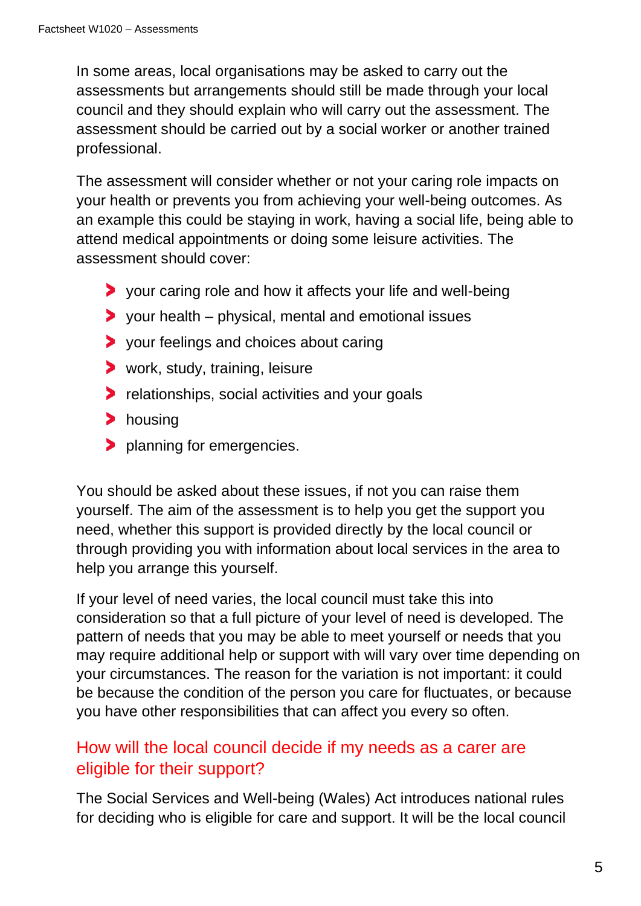In some areas, local organisations may be asked to carry out the assessments but arrangements should still be made through your local council and they should explain who will carry out the assessment. The assessment should be carried out by a social worker or another trained professional.

The assessment will consider whether or not your caring role impacts on your health or prevents you from achieving your well-being outcomes. As an example this could be staying in work, having a social life, being able to attend medical appointments or doing some leisure activities. The assessment should cover:

- your caring role and how it affects your life and well-being
- your health – physical, mental and emotional issues
- your feelings and choices about caring
- work, study, training, leisure
- relationships, social activities and your goals
- housing
- planning for emergencies.

You should be asked about these issues, if not you can raise them yourself. The aim of the assessment is to help you get the support you need, whether this support is provided directly by the local council or through providing you with information about local services in the area to help you arrange this yourself.

If your level of need varies, the local council must take this into consideration so that a full picture of your level of need is developed. The pattern of needs that you may be able to meet yourself or needs that you may require additional help or support with will vary over time depending on your circumstances. The reason for the variation is not important: it could be because the condition of the person you care for fluctuates, or because you have other responsibilities that can affect you every so often.

## How will the local council decide if my needs as a carer are eligible for their support?

The Social Services and Well-being (Wales) Act introduces national rules for deciding who is eligible for care and support. It will be the local council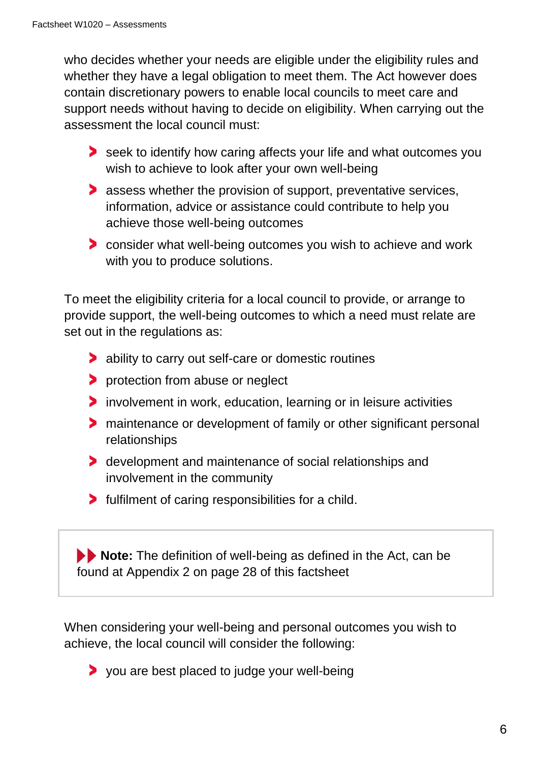who decides whether your needs are eligible under the eligibility rules and whether they have a legal obligation to meet them. The Act however does contain discretionary powers to enable local councils to meet care and support needs without having to decide on eligibility. When carrying out the assessment the local council must:

- seek to identify how caring affects your life and what outcomes you wish to achieve to look after your own well-being
- assess whether the provision of support, preventative services, information, advice or assistance could contribute to help you achieve those well-being outcomes
- consider what well-being outcomes you wish to achieve and work with you to produce solutions.

To meet the eligibility criteria for a local council to provide, or arrange to provide support, the well-being outcomes to which a need must relate are set out in the regulations as:

- ability to carry out self-care or domestic routines
- protection from abuse or neglect
- involvement in work, education, learning or in leisure activities
- maintenance or development of family or other significant personal relationships
- development and maintenance of social relationships and involvement in the community
- fulfilment of caring responsibilities for a child.

> **Note:** The definition of well-being as defined in the Act, can be found at Appendix 2 on page 28 of this factsheet

When considering your well-being and personal outcomes you wish to achieve, the local council will consider the following:

- you are best placed to judge your well-being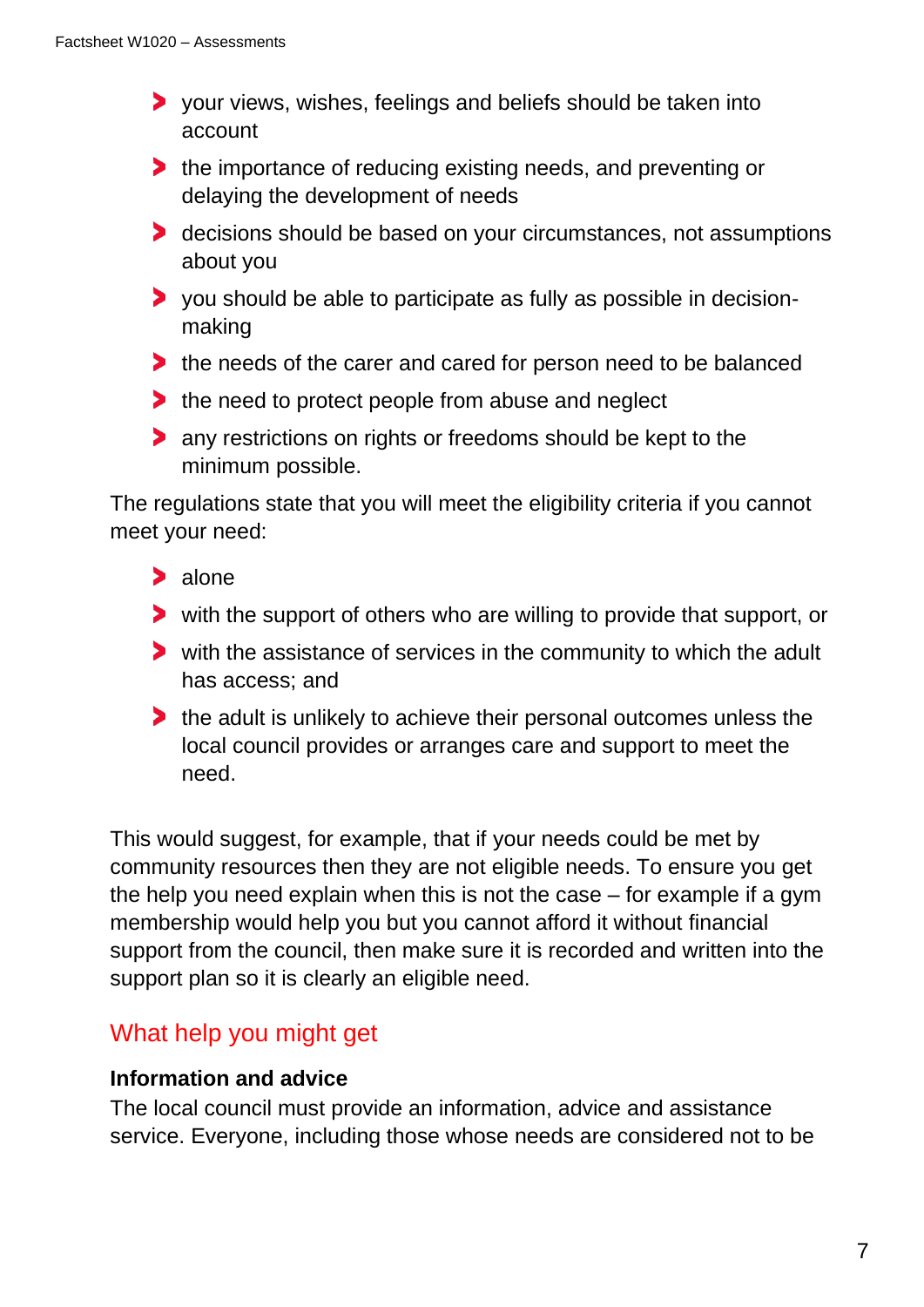- your views, wishes, feelings and beliefs should be taken into account
- the importance of reducing existing needs, and preventing or delaying the development of needs
- decisions should be based on your circumstances, not assumptions about you
- you should be able to participate as fully as possible in decision-making
- the needs of the carer and cared for person need to be balanced
- the need to protect people from abuse and neglect
- any restrictions on rights or freedoms should be kept to the minimum possible.

The regulations state that you will meet the eligibility criteria if you cannot meet your need:

- alone
- with the support of others who are willing to provide that support, or
- with the assistance of services in the community to which the adult has access; and
- the adult is unlikely to achieve their personal outcomes unless the local council provides or arranges care and support to meet the need.

This would suggest, for example, that if your needs could be met by community resources then they are not eligible needs. To ensure you get the help you need explain when this is not the case – for example if a gym membership would help you but you cannot afford it without financial support from the council, then make sure it is recorded and written into the support plan so it is clearly an eligible need.

## What help you might get

**Information and advice**

The local council must provide an information, advice and assistance service. Everyone, including those whose needs are considered not to be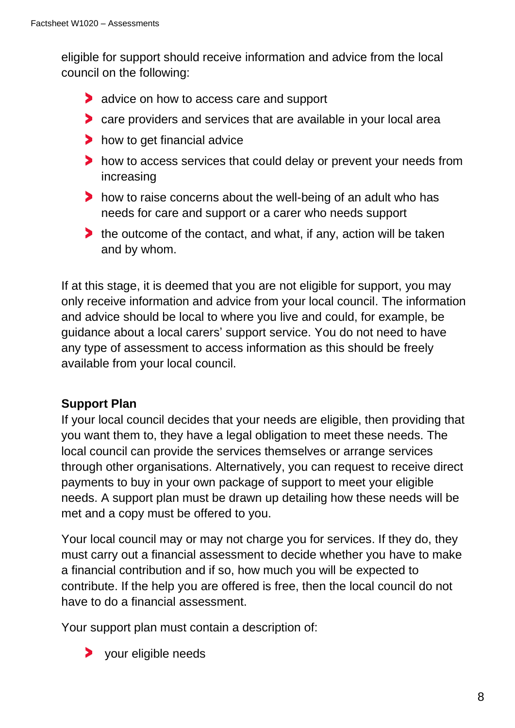eligible for support should receive information and advice from the local council on the following:

- advice on how to access care and support
- care providers and services that are available in your local area
- how to get financial advice
- how to access services that could delay or prevent your needs from increasing
- how to raise concerns about the well-being of an adult who has needs for care and support or a carer who needs support
- the outcome of the contact, and what, if any, action will be taken and by whom.

If at this stage, it is deemed that you are not eligible for support, you may only receive information and advice from your local council. The information and advice should be local to where you live and could, for example, be guidance about a local carers' support service. You do not need to have any type of assessment to access information as this should be freely available from your local council.

**Support Plan**

If your local council decides that your needs are eligible, then providing that you want them to, they have a legal obligation to meet these needs. The local council can provide the services themselves or arrange services through other organisations. Alternatively, you can request to receive direct payments to buy in your own package of support to meet your eligible needs. A support plan must be drawn up detailing how these needs will be met and a copy must be offered to you.

Your local council may or may not charge you for services. If they do, they must carry out a financial assessment to decide whether you have to make a financial contribution and if so, how much you will be expected to contribute. If the help you are offered is free, then the local council do not have to do a financial assessment.

Your support plan must contain a description of:

- your eligible needs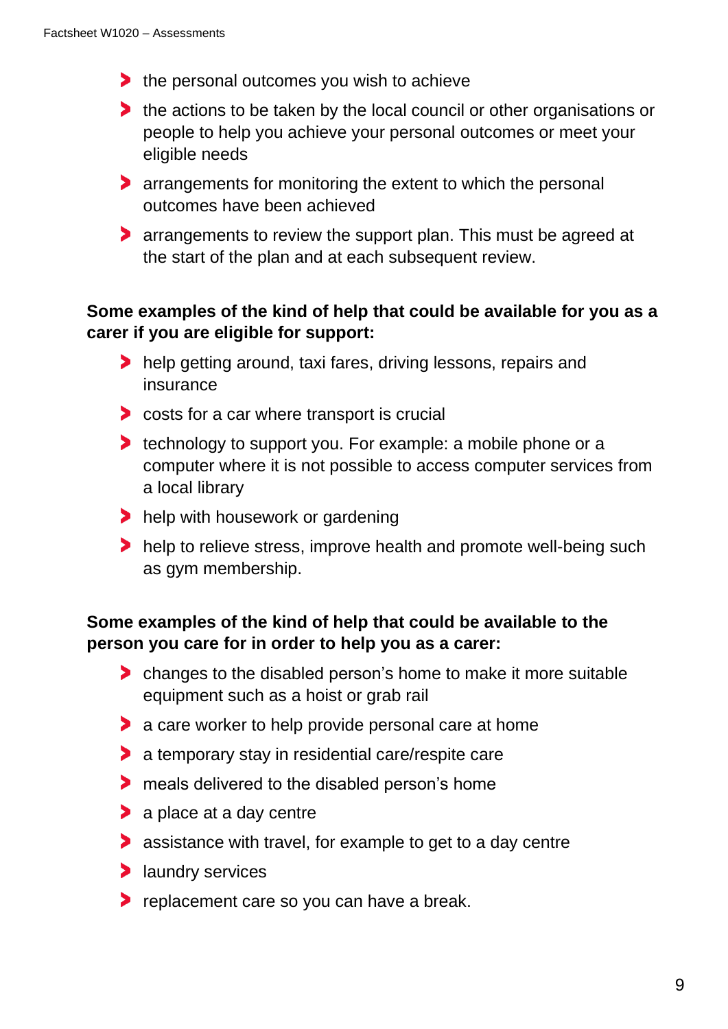- the personal outcomes you wish to achieve
- the actions to be taken by the local council or other organisations or people to help you achieve your personal outcomes or meet your eligible needs
- arrangements for monitoring the extent to which the personal outcomes have been achieved
- arrangements to review the support plan. This must be agreed at the start of the plan and at each subsequent review.

**Some examples of the kind of help that could be available for you as a carer if you are eligible for support:**

- help getting around, taxi fares, driving lessons, repairs and insurance
- costs for a car where transport is crucial
- technology to support you. For example: a mobile phone or a computer where it is not possible to access computer services from a local library
- help with housework or gardening
- help to relieve stress, improve health and promote well-being such as gym membership.

**Some examples of the kind of help that could be available to the person you care for in order to help you as a carer:**

- changes to the disabled person's home to make it more suitable equipment such as a hoist or grab rail
- a care worker to help provide personal care at home
- a temporary stay in residential care/respite care
- meals delivered to the disabled person's home
- a place at a day centre
- assistance with travel, for example to get to a day centre
- laundry services
- replacement care so you can have a break.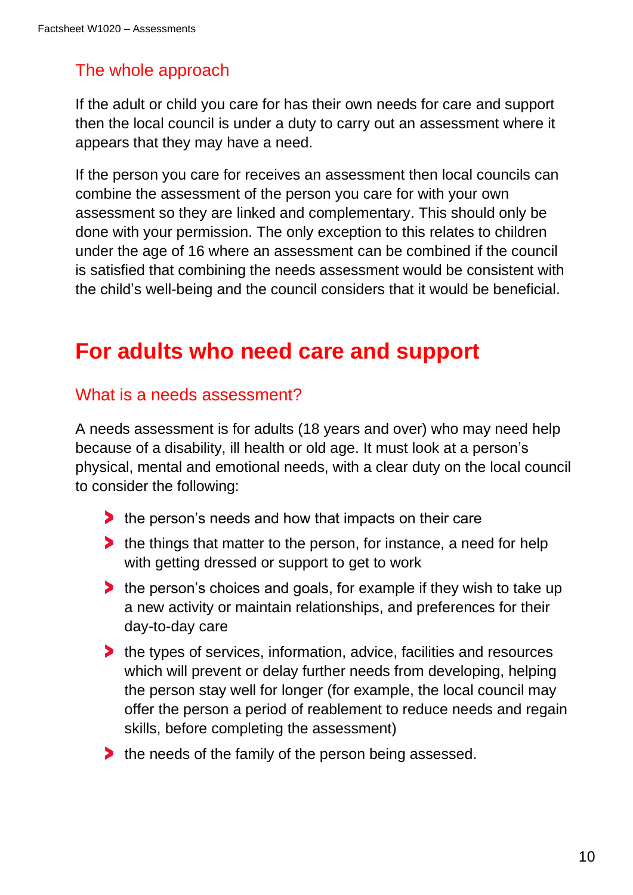### The whole approach

If the adult or child you care for has their own needs for care and support then the local council is under a duty to carry out an assessment where it appears that they may have a need.

If the person you care for receives an assessment then local councils can combine the assessment of the person you care for with your own assessment so they are linked and complementary. This should only be done with your permission. The only exception to this relates to children under the age of 16 where an assessment can be combined if the council is satisfied that combining the needs assessment would be consistent with the child's well-being and the council considers that it would be beneficial.

## For adults who need care and support

### What is a needs assessment?

A needs assessment is for adults (18 years and over) who may need help because of a disability, ill health or old age. It must look at a person's physical, mental and emotional needs, with a clear duty on the local council to consider the following:

- the person's needs and how that impacts on their care
- the things that matter to the person, for instance, a need for help with getting dressed or support to get to work
- the person's choices and goals, for example if they wish to take up a new activity or maintain relationships, and preferences for their day-to-day care
- the types of services, information, advice, facilities and resources which will prevent or delay further needs from developing, helping the person stay well for longer (for example, the local council may offer the person a period of reablement to reduce needs and regain skills, before completing the assessment)
- the needs of the family of the person being assessed.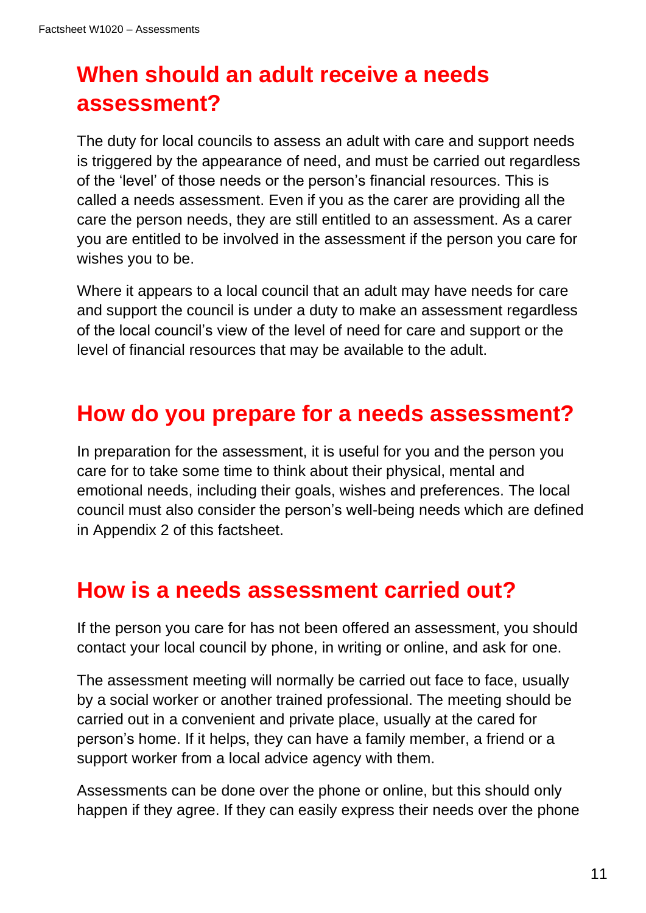## When should an adult receive a needs assessment?

The duty for local councils to assess an adult with care and support needs is triggered by the appearance of need, and must be carried out regardless of the 'level' of those needs or the person's financial resources. This is called a needs assessment. Even if you as the carer are providing all the care the person needs, they are still entitled to an assessment. As a carer you are entitled to be involved in the assessment if the person you care for wishes you to be.

Where it appears to a local council that an adult may have needs for care and support the council is under a duty to make an assessment regardless of the local council's view of the level of need for care and support or the level of financial resources that may be available to the adult.

## How do you prepare for a needs assessment?

In preparation for the assessment, it is useful for you and the person you care for to take some time to think about their physical, mental and emotional needs, including their goals, wishes and preferences. The local council must also consider the person's well-being needs which are defined in Appendix 2 of this factsheet.

## How is a needs assessment carried out?

If the person you care for has not been offered an assessment, you should contact your local council by phone, in writing or online, and ask for one.

The assessment meeting will normally be carried out face to face, usually by a social worker or another trained professional. The meeting should be carried out in a convenient and private place, usually at the cared for person's home. If it helps, they can have a family member, a friend or a support worker from a local advice agency with them.

Assessments can be done over the phone or online, but this should only happen if they agree. If they can easily express their needs over the phone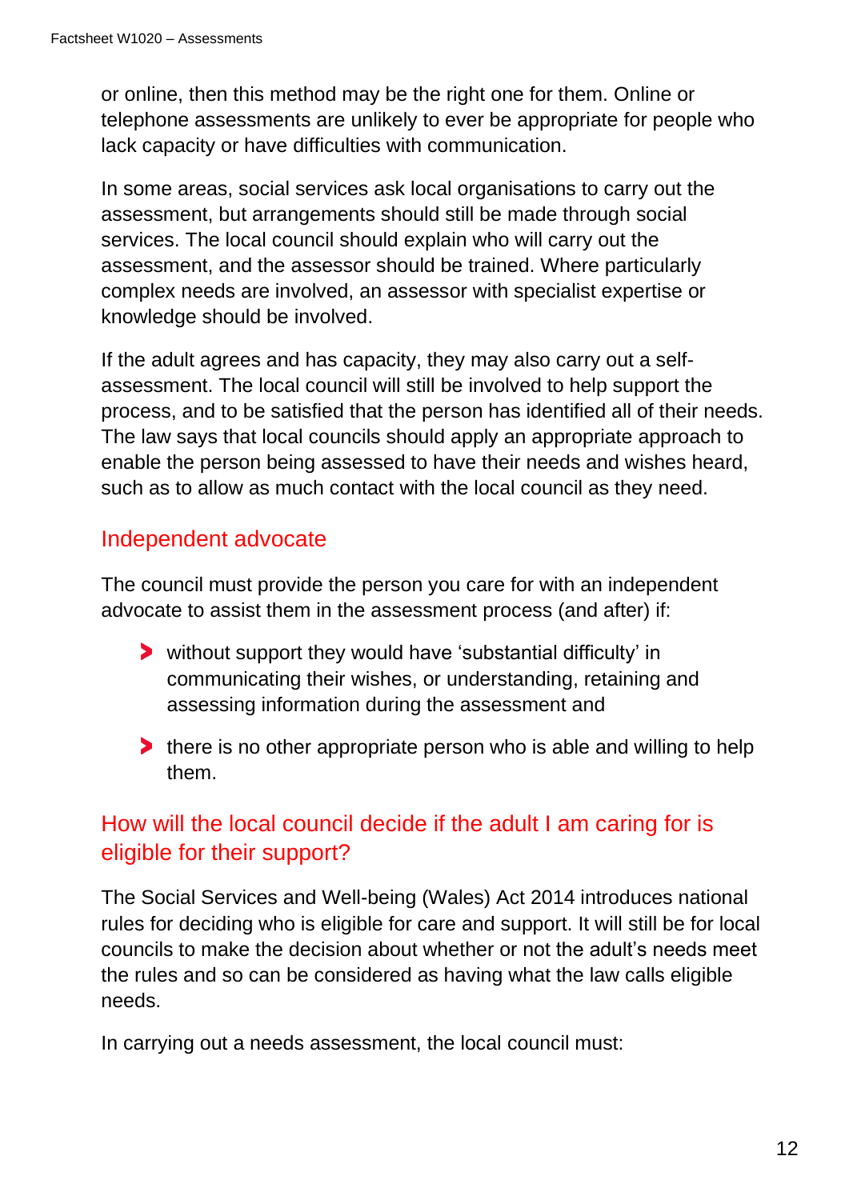or online, then this method may be the right one for them. Online or telephone assessments are unlikely to ever be appropriate for people who lack capacity or have difficulties with communication.

In some areas, social services ask local organisations to carry out the assessment, but arrangements should still be made through social services. The local council should explain who will carry out the assessment, and the assessor should be trained. Where particularly complex needs are involved, an assessor with specialist expertise or knowledge should be involved.

If the adult agrees and has capacity, they may also carry out a self-assessment. The local council will still be involved to help support the process, and to be satisfied that the person has identified all of their needs. The law says that local councils should apply an appropriate approach to enable the person being assessed to have their needs and wishes heard, such as to allow as much contact with the local council as they need.

## Independent advocate

The council must provide the person you care for with an independent advocate to assist them in the assessment process (and after) if:

- without support they would have 'substantial difficulty' in communicating their wishes, or understanding, retaining and assessing information during the assessment and
- there is no other appropriate person who is able and willing to help them.

## How will the local council decide if the adult I am caring for is eligible for their support?

The Social Services and Well-being (Wales) Act 2014 introduces national rules for deciding who is eligible for care and support. It will still be for local councils to make the decision about whether or not the adult's needs meet the rules and so can be considered as having what the law calls eligible needs.

In carrying out a needs assessment, the local council must: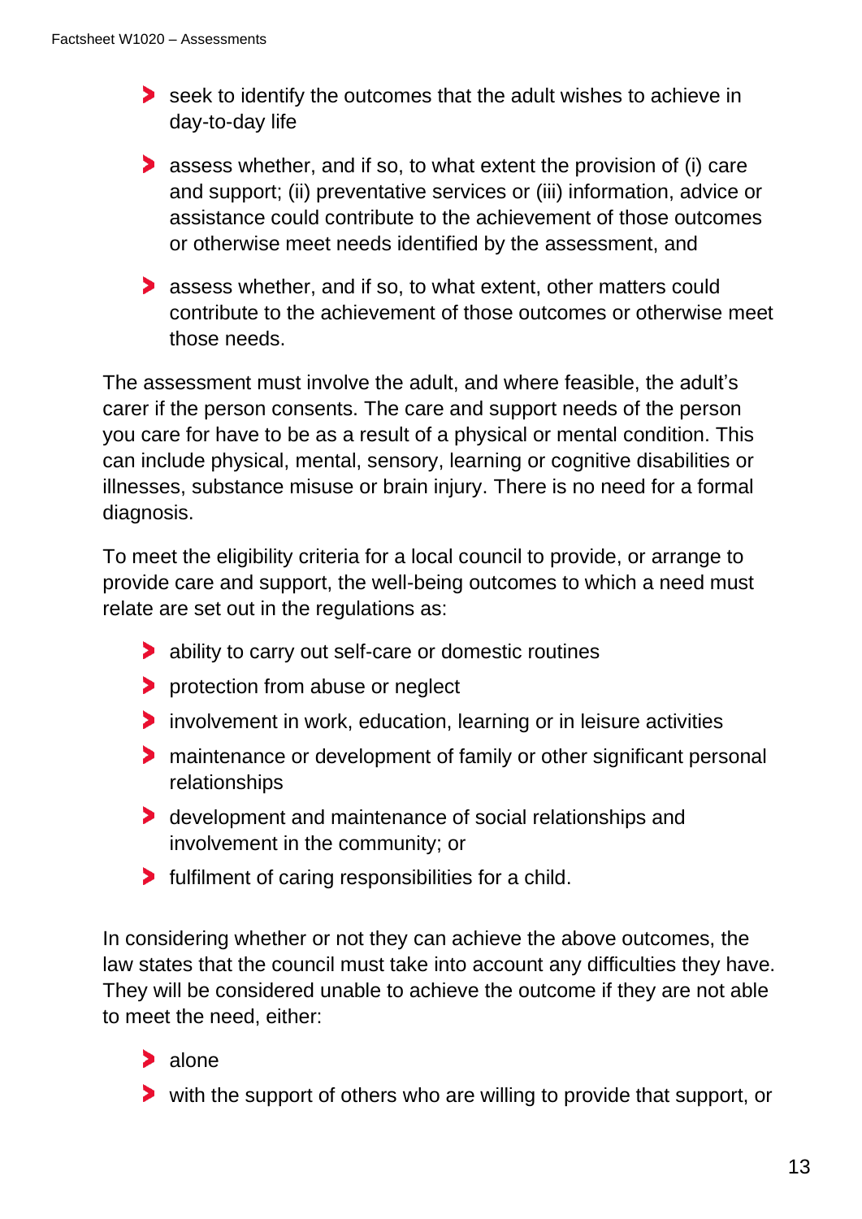- seek to identify the outcomes that the adult wishes to achieve in day-to-day life
- assess whether, and if so, to what extent the provision of (i) care and support; (ii) preventative services or (iii) information, advice or assistance could contribute to the achievement of those outcomes or otherwise meet needs identified by the assessment, and
- assess whether, and if so, to what extent, other matters could contribute to the achievement of those outcomes or otherwise meet those needs.

The assessment must involve the adult, and where feasible, the adult's carer if the person consents. The care and support needs of the person you care for have to be as a result of a physical or mental condition. This can include physical, mental, sensory, learning or cognitive disabilities or illnesses, substance misuse or brain injury. There is no need for a formal diagnosis.

To meet the eligibility criteria for a local council to provide, or arrange to provide care and support, the well-being outcomes to which a need must relate are set out in the regulations as:

- ability to carry out self-care or domestic routines
- protection from abuse or neglect
- involvement in work, education, learning or in leisure activities
- maintenance or development of family or other significant personal relationships
- development and maintenance of social relationships and involvement in the community; or
- fulfilment of caring responsibilities for a child.

In considering whether or not they can achieve the above outcomes, the law states that the council must take into account any difficulties they have. They will be considered unable to achieve the outcome if they are not able to meet the need, either:

- alone
- with the support of others who are willing to provide that support, or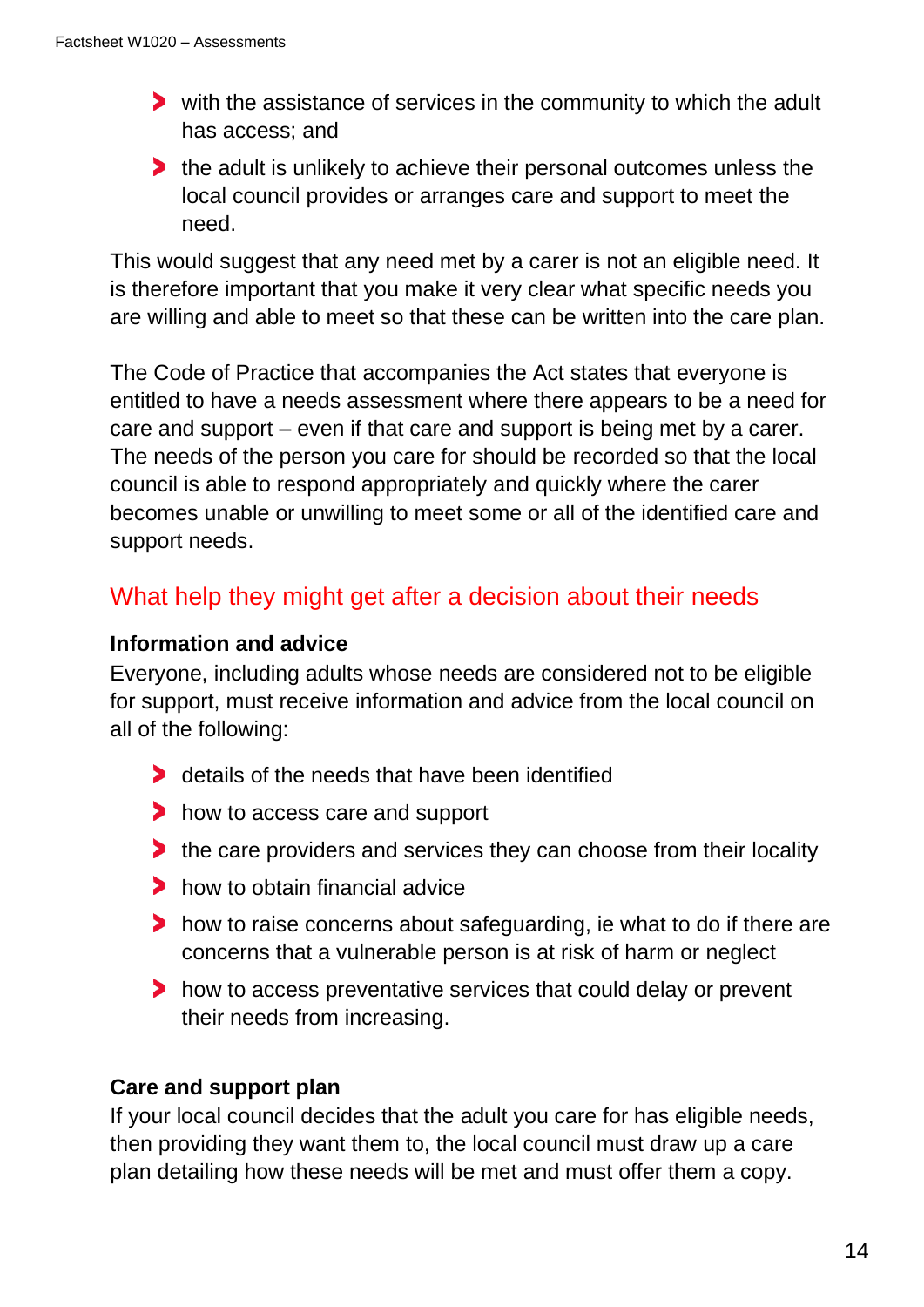- with the assistance of services in the community to which the adult has access; and
- the adult is unlikely to achieve their personal outcomes unless the local council provides or arranges care and support to meet the need.

This would suggest that any need met by a carer is not an eligible need. It is therefore important that you make it very clear what specific needs you are willing and able to meet so that these can be written into the care plan.

The Code of Practice that accompanies the Act states that everyone is entitled to have a needs assessment where there appears to be a need for care and support – even if that care and support is being met by a carer. The needs of the person you care for should be recorded so that the local council is able to respond appropriately and quickly where the carer becomes unable or unwilling to meet some or all of the identified care and support needs.

## What help they might get after a decision about their needs

### Information and advice

Everyone, including adults whose needs are considered not to be eligible for support, must receive information and advice from the local council on all of the following:

- details of the needs that have been identified
- how to access care and support
- the care providers and services they can choose from their locality
- how to obtain financial advice
- how to raise concerns about safeguarding, ie what to do if there are concerns that a vulnerable person is at risk of harm or neglect
- how to access preventative services that could delay or prevent their needs from increasing.

### Care and support plan

If your local council decides that the adult you care for has eligible needs, then providing they want them to, the local council must draw up a care plan detailing how these needs will be met and must offer them a copy.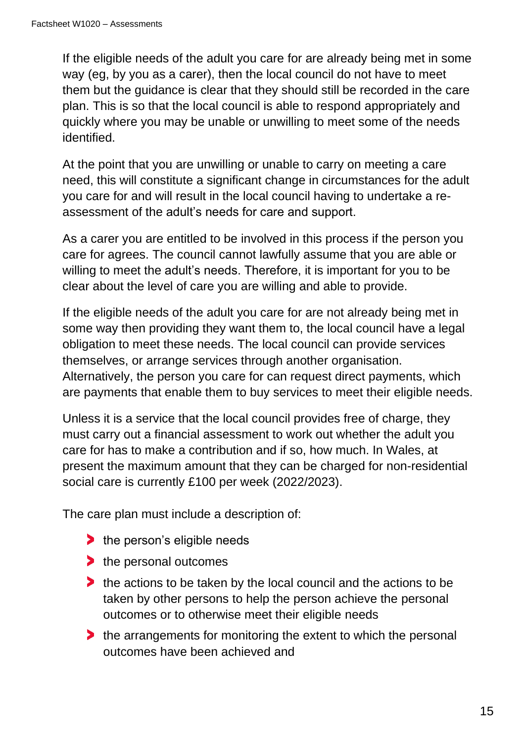If the eligible needs of the adult you care for are already being met in some way (eg, by you as a carer), then the local council do not have to meet them but the guidance is clear that they should still be recorded in the care plan. This is so that the local council is able to respond appropriately and quickly where you may be unable or unwilling to meet some of the needs identified.

At the point that you are unwilling or unable to carry on meeting a care need, this will constitute a significant change in circumstances for the adult you care for and will result in the local council having to undertake a re-assessment of the adult's needs for care and support.

As a carer you are entitled to be involved in this process if the person you care for agrees. The council cannot lawfully assume that you are able or willing to meet the adult's needs. Therefore, it is important for you to be clear about the level of care you are willing and able to provide.

If the eligible needs of the adult you care for are not already being met in some way then providing they want them to, the local council have a legal obligation to meet these needs. The local council can provide services themselves, or arrange services through another organisation. Alternatively, the person you care for can request direct payments, which are payments that enable them to buy services to meet their eligible needs.

Unless it is a service that the local council provides free of charge, they must carry out a financial assessment to work out whether the adult you care for has to make a contribution and if so, how much. In Wales, at present the maximum amount that they can be charged for non-residential social care is currently £100 per week (2022/2023).

The care plan must include a description of:

- the person's eligible needs
- the personal outcomes
- the actions to be taken by the local council and the actions to be taken by other persons to help the person achieve the personal outcomes or to otherwise meet their eligible needs
- the arrangements for monitoring the extent to which the personal outcomes have been achieved and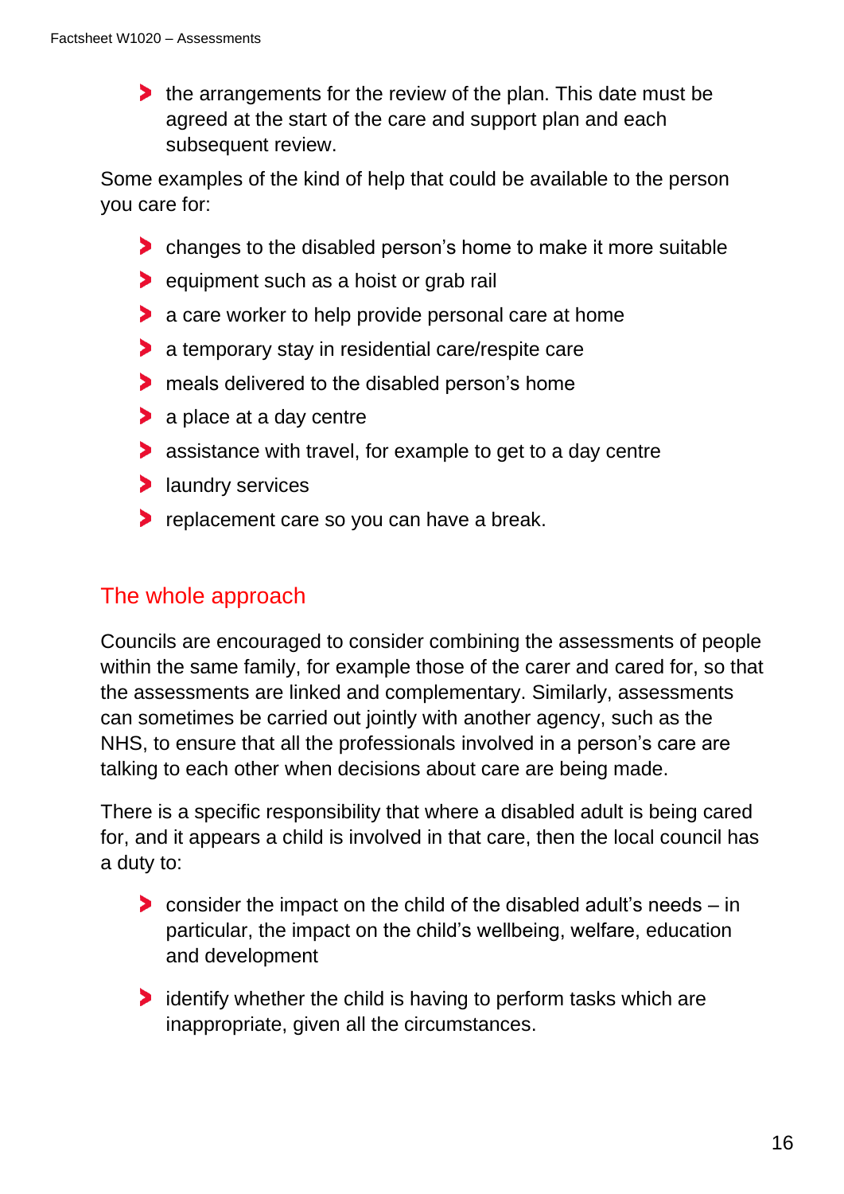- the arrangements for the review of the plan. This date must be agreed at the start of the care and support plan and each subsequent review.

Some examples of the kind of help that could be available to the person you care for:

- changes to the disabled person's home to make it more suitable
- equipment such as a hoist or grab rail
- a care worker to help provide personal care at home
- a temporary stay in residential care/respite care
- meals delivered to the disabled person's home
- a place at a day centre
- assistance with travel, for example to get to a day centre
- laundry services
- replacement care so you can have a break.

## The whole approach

Councils are encouraged to consider combining the assessments of people within the same family, for example those of the carer and cared for, so that the assessments are linked and complementary. Similarly, assessments can sometimes be carried out jointly with another agency, such as the NHS, to ensure that all the professionals involved in a person's care are talking to each other when decisions about care are being made.

There is a specific responsibility that where a disabled adult is being cared for, and it appears a child is involved in that care, then the local council has a duty to:

- consider the impact on the child of the disabled adult's needs – in particular, the impact on the child's wellbeing, welfare, education and development
- identify whether the child is having to perform tasks which are inappropriate, given all the circumstances.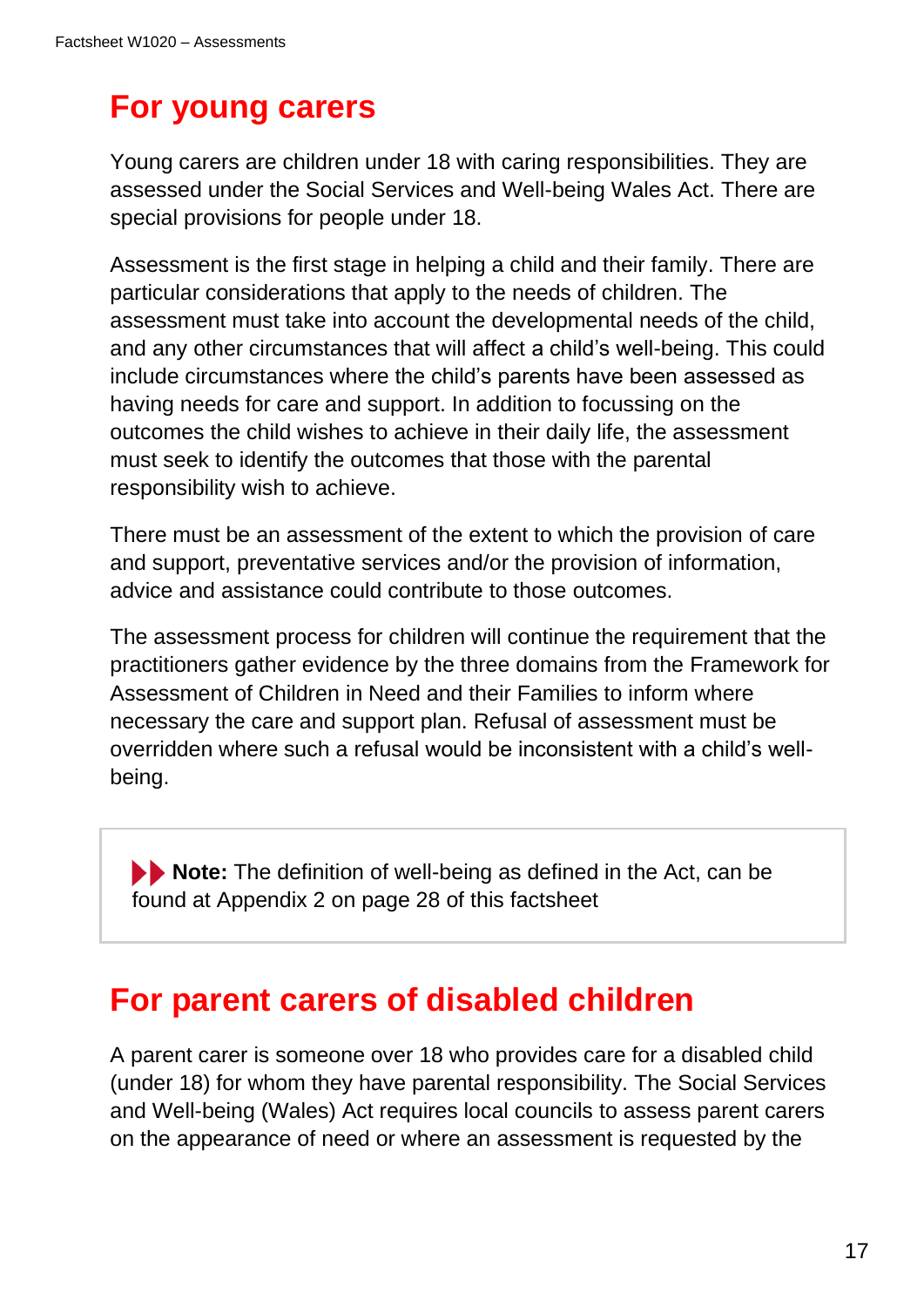## For young carers

Young carers are children under 18 with caring responsibilities. They are assessed under the Social Services and Well-being Wales Act. There are special provisions for people under 18.

Assessment is the first stage in helping a child and their family. There are particular considerations that apply to the needs of children. The assessment must take into account the developmental needs of the child, and any other circumstances that will affect a child's well-being. This could include circumstances where the child's parents have been assessed as having needs for care and support. In addition to focussing on the outcomes the child wishes to achieve in their daily life, the assessment must seek to identify the outcomes that those with the parental responsibility wish to achieve.

There must be an assessment of the extent to which the provision of care and support, preventative services and/or the provision of information, advice and assistance could contribute to those outcomes.

The assessment process for children will continue the requirement that the practitioners gather evidence by the three domains from the Framework for Assessment of Children in Need and their Families to inform where necessary the care and support plan. Refusal of assessment must be overridden where such a refusal would be inconsistent with a child's well-being.

> **Note:** The definition of well-being as defined in the Act, can be found at Appendix 2 on page 28 of this factsheet

## For parent carers of disabled children

A parent carer is someone over 18 who provides care for a disabled child (under 18) for whom they have parental responsibility. The Social Services and Well-being (Wales) Act requires local councils to assess parent carers on the appearance of need or where an assessment is requested by the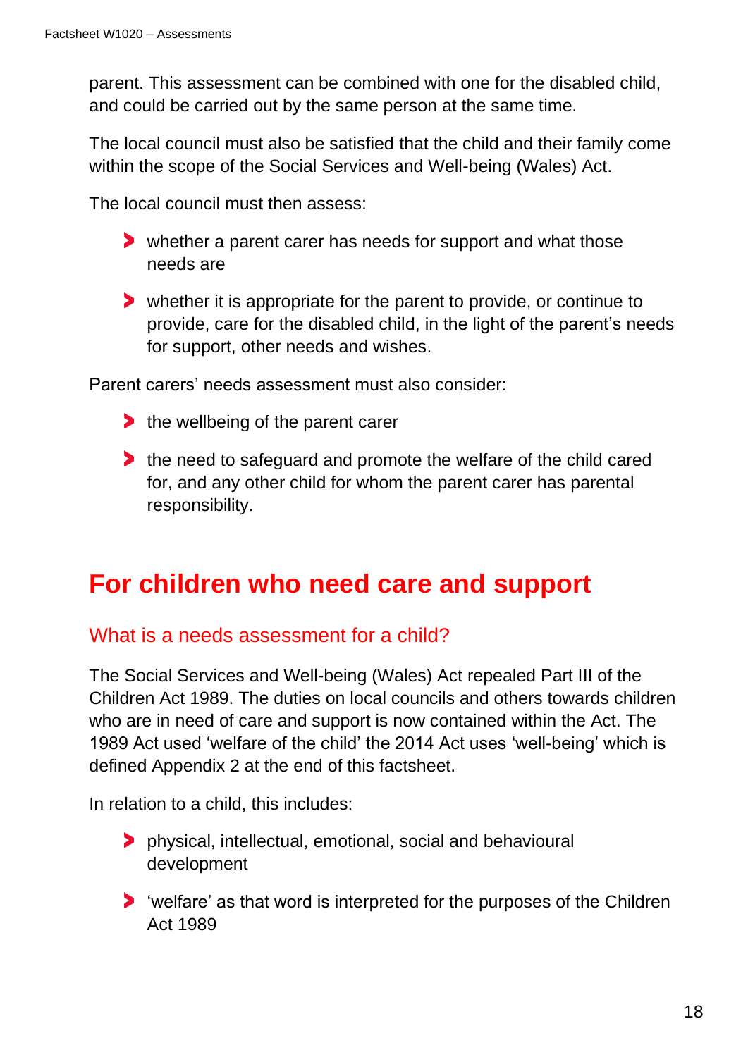parent. This assessment can be combined with one for the disabled child, and could be carried out by the same person at the same time.

The local council must also be satisfied that the child and their family come within the scope of the Social Services and Well-being (Wales) Act.

The local council must then assess:

- whether a parent carer has needs for support and what those needs are
- whether it is appropriate for the parent to provide, or continue to provide, care for the disabled child, in the light of the parent's needs for support, other needs and wishes.

Parent carers' needs assessment must also consider:

- the wellbeing of the parent carer
- the need to safeguard and promote the welfare of the child cared for, and any other child for whom the parent carer has parental responsibility.

# For children who need care and support

## What is a needs assessment for a child?

The Social Services and Well-being (Wales) Act repealed Part III of the Children Act 1989. The duties on local councils and others towards children who are in need of care and support is now contained within the Act. The 1989 Act used 'welfare of the child' the 2014 Act uses 'well-being' which is defined Appendix 2 at the end of this factsheet.

In relation to a child, this includes:

- physical, intellectual, emotional, social and behavioural development
- 'welfare' as that word is interpreted for the purposes of the Children Act 1989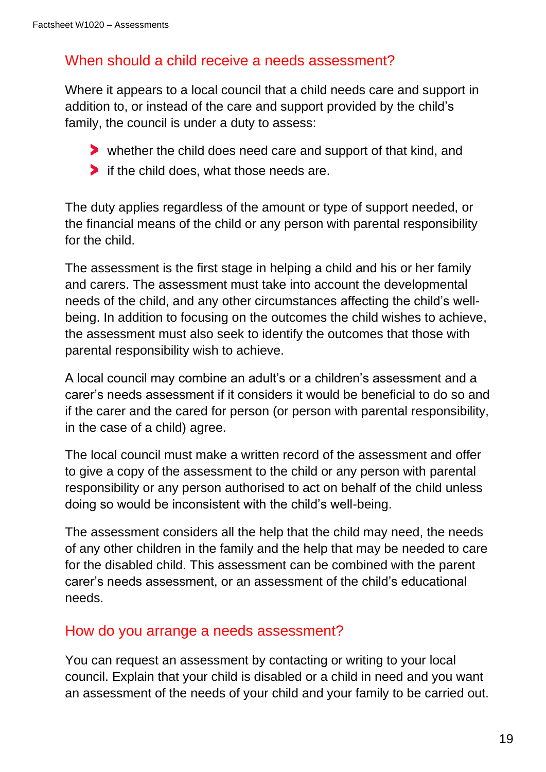## When should a child receive a needs assessment?

Where it appears to a local council that a child needs care and support in addition to, or instead of the care and support provided by the child's family, the council is under a duty to assess:

- whether the child does need care and support of that kind, and
- if the child does, what those needs are.

The duty applies regardless of the amount or type of support needed, or the financial means of the child or any person with parental responsibility for the child.

The assessment is the first stage in helping a child and his or her family and carers. The assessment must take into account the developmental needs of the child, and any other circumstances affecting the child's well-being. In addition to focusing on the outcomes the child wishes to achieve, the assessment must also seek to identify the outcomes that those with parental responsibility wish to achieve.

A local council may combine an adult's or a children's assessment and a carer's needs assessment if it considers it would be beneficial to do so and if the carer and the cared for person (or person with parental responsibility, in the case of a child) agree.

The local council must make a written record of the assessment and offer to give a copy of the assessment to the child or any person with parental responsibility or any person authorised to act on behalf of the child unless doing so would be inconsistent with the child's well-being.

The assessment considers all the help that the child may need, the needs of any other children in the family and the help that may be needed to care for the disabled child. This assessment can be combined with the parent carer's needs assessment, or an assessment of the child's educational needs.

## How do you arrange a needs assessment?

You can request an assessment by contacting or writing to your local council. Explain that your child is disabled or a child in need and you want an assessment of the needs of your child and your family to be carried out.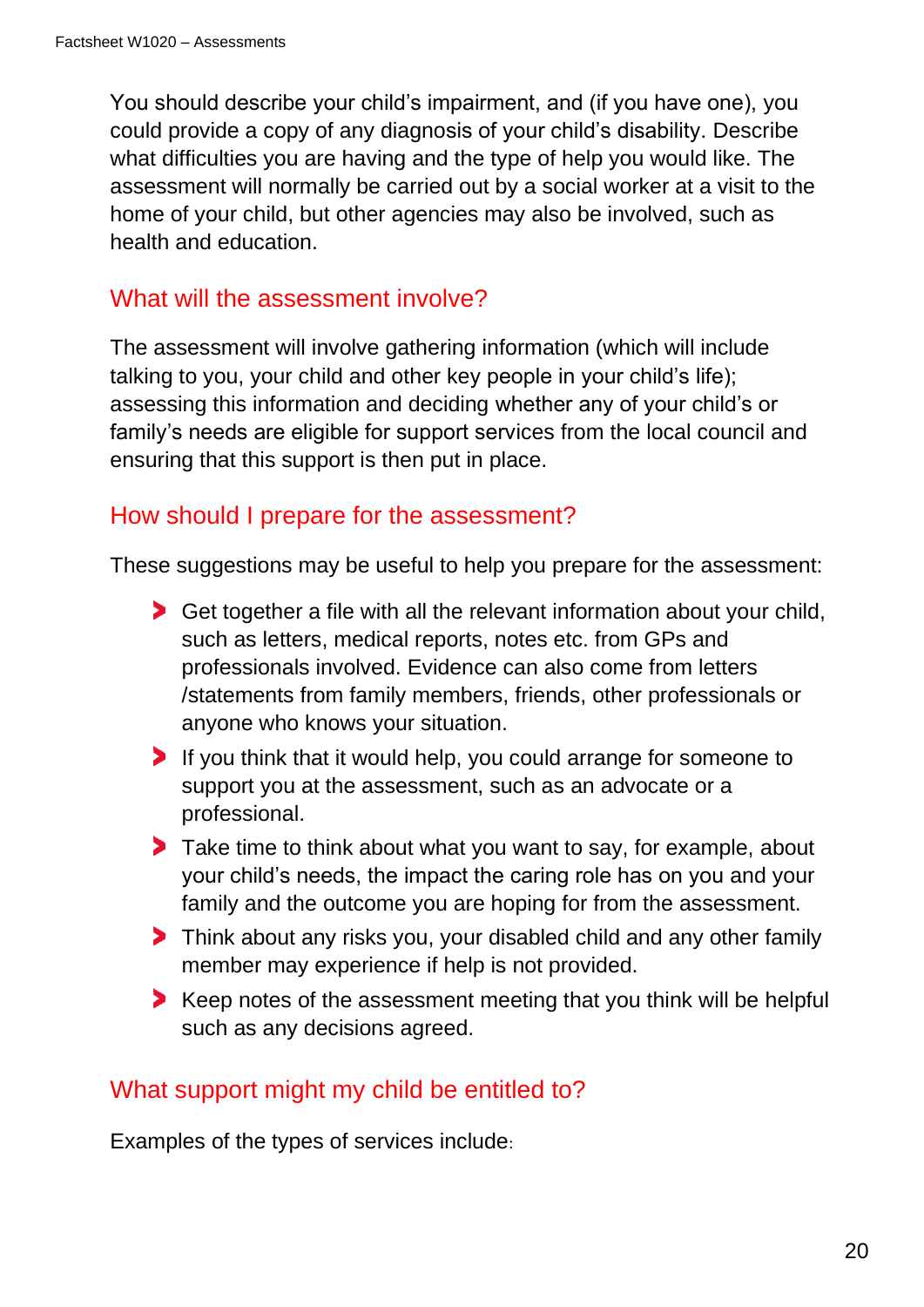You should describe your child's impairment, and (if you have one), you could provide a copy of any diagnosis of your child's disability. Describe what difficulties you are having and the type of help you would like. The assessment will normally be carried out by a social worker at a visit to the home of your child, but other agencies may also be involved, such as health and education.

## What will the assessment involve?

The assessment will involve gathering information (which will include talking to you, your child and other key people in your child's life); assessing this information and deciding whether any of your child's or family's needs are eligible for support services from the local council and ensuring that this support is then put in place.

## How should I prepare for the assessment?

These suggestions may be useful to help you prepare for the assessment:

- Get together a file with all the relevant information about your child, such as letters, medical reports, notes etc. from GPs and professionals involved. Evidence can also come from letters /statements from family members, friends, other professionals or anyone who knows your situation.
- If you think that it would help, you could arrange for someone to support you at the assessment, such as an advocate or a professional.
- Take time to think about what you want to say, for example, about your child's needs, the impact the caring role has on you and your family and the outcome you are hoping for from the assessment.
- Think about any risks you, your disabled child and any other family member may experience if help is not provided.
- Keep notes of the assessment meeting that you think will be helpful such as any decisions agreed.

## What support might my child be entitled to?

Examples of the types of services include: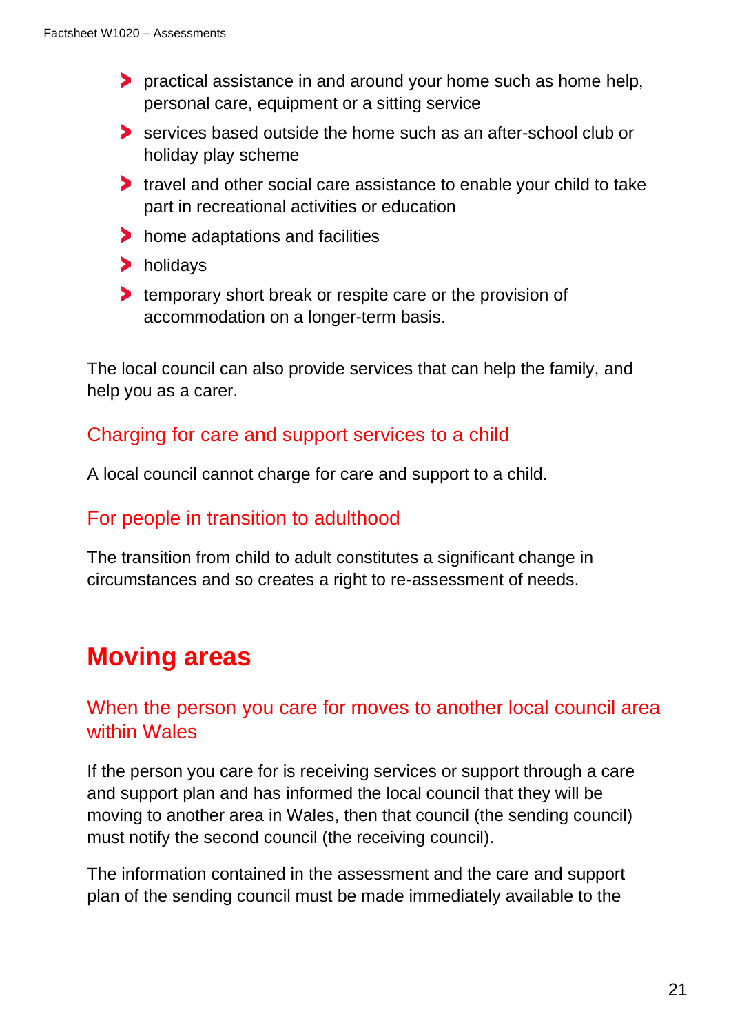- practical assistance in and around your home such as home help, personal care, equipment or a sitting service
- services based outside the home such as an after-school club or holiday play scheme
- travel and other social care assistance to enable your child to take part in recreational activities or education
- home adaptations and facilities
- holidays
- temporary short break or respite care or the provision of accommodation on a longer-term basis.

The local council can also provide services that can help the family, and help you as a carer.

### Charging for care and support services to a child

A local council cannot charge for care and support to a child.

### For people in transition to adulthood

The transition from child to adult constitutes a significant change in circumstances and so creates a right to re-assessment of needs.

## Moving areas

### When the person you care for moves to another local council area within Wales

If the person you care for is receiving services or support through a care and support plan and has informed the local council that they will be moving to another area in Wales, then that council (the sending council) must notify the second council (the receiving council).

The information contained in the assessment and the care and support plan of the sending council must be made immediately available to the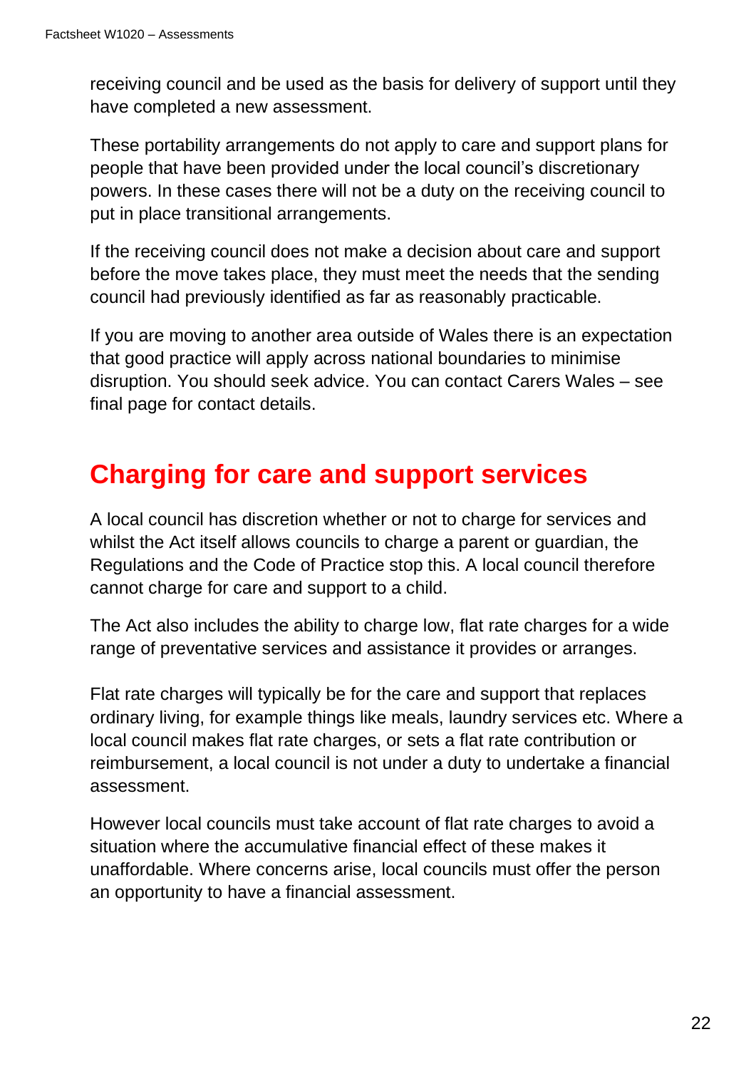receiving council and be used as the basis for delivery of support until they have completed a new assessment.

These portability arrangements do not apply to care and support plans for people that have been provided under the local council's discretionary powers. In these cases there will not be a duty on the receiving council to put in place transitional arrangements.

If the receiving council does not make a decision about care and support before the move takes place, they must meet the needs that the sending council had previously identified as far as reasonably practicable.

If you are moving to another area outside of Wales there is an expectation that good practice will apply across national boundaries to minimise disruption. You should seek advice. You can contact Carers Wales – see final page for contact details.

## Charging for care and support services

A local council has discretion whether or not to charge for services and whilst the Act itself allows councils to charge a parent or guardian, the Regulations and the Code of Practice stop this. A local council therefore cannot charge for care and support to a child.

The Act also includes the ability to charge low, flat rate charges for a wide range of preventative services and assistance it provides or arranges.

Flat rate charges will typically be for the care and support that replaces ordinary living, for example things like meals, laundry services etc. Where a local council makes flat rate charges, or sets a flat rate contribution or reimbursement, a local council is not under a duty to undertake a financial assessment.

However local councils must take account of flat rate charges to avoid a situation where the accumulative financial effect of these makes it unaffordable. Where concerns arise, local councils must offer the person an opportunity to have a financial assessment.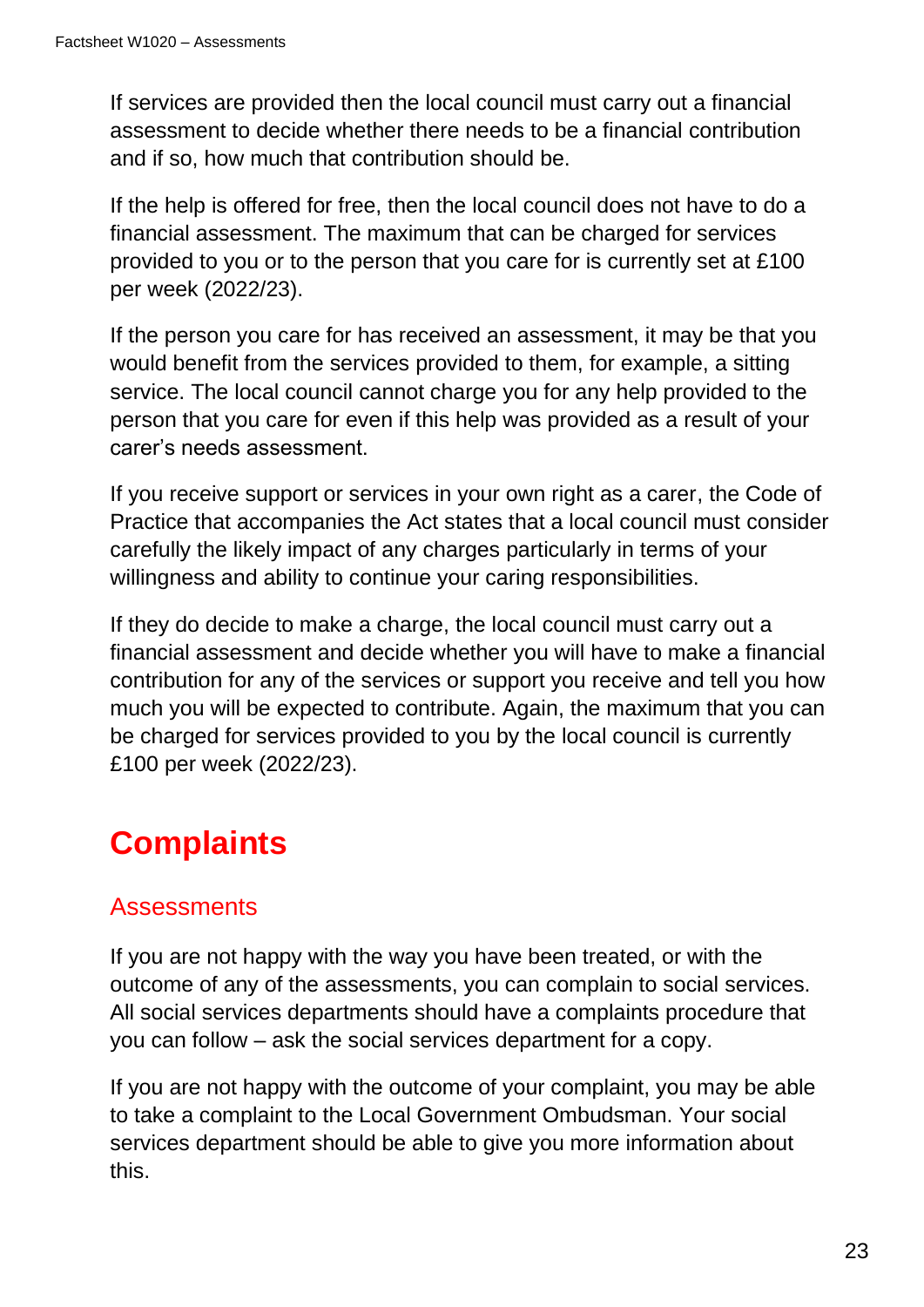If services are provided then the local council must carry out a financial assessment to decide whether there needs to be a financial contribution and if so, how much that contribution should be.

If the help is offered for free, then the local council does not have to do a financial assessment. The maximum that can be charged for services provided to you or to the person that you care for is currently set at £100 per week (2022/23).

If the person you care for has received an assessment, it may be that you would benefit from the services provided to them, for example, a sitting service. The local council cannot charge you for any help provided to the person that you care for even if this help was provided as a result of your carer's needs assessment.

If you receive support or services in your own right as a carer, the Code of Practice that accompanies the Act states that a local council must consider carefully the likely impact of any charges particularly in terms of your willingness and ability to continue your caring responsibilities.

If they do decide to make a charge, the local council must carry out a financial assessment and decide whether you will have to make a financial contribution for any of the services or support you receive and tell you how much you will be expected to contribute. Again, the maximum that you can be charged for services provided to you by the local council is currently £100 per week (2022/23).

# Complaints

## Assessments

If you are not happy with the way you have been treated, or with the outcome of any of the assessments, you can complain to social services. All social services departments should have a complaints procedure that you can follow – ask the social services department for a copy.

If you are not happy with the outcome of your complaint, you may be able to take a complaint to the Local Government Ombudsman. Your social services department should be able to give you more information about this.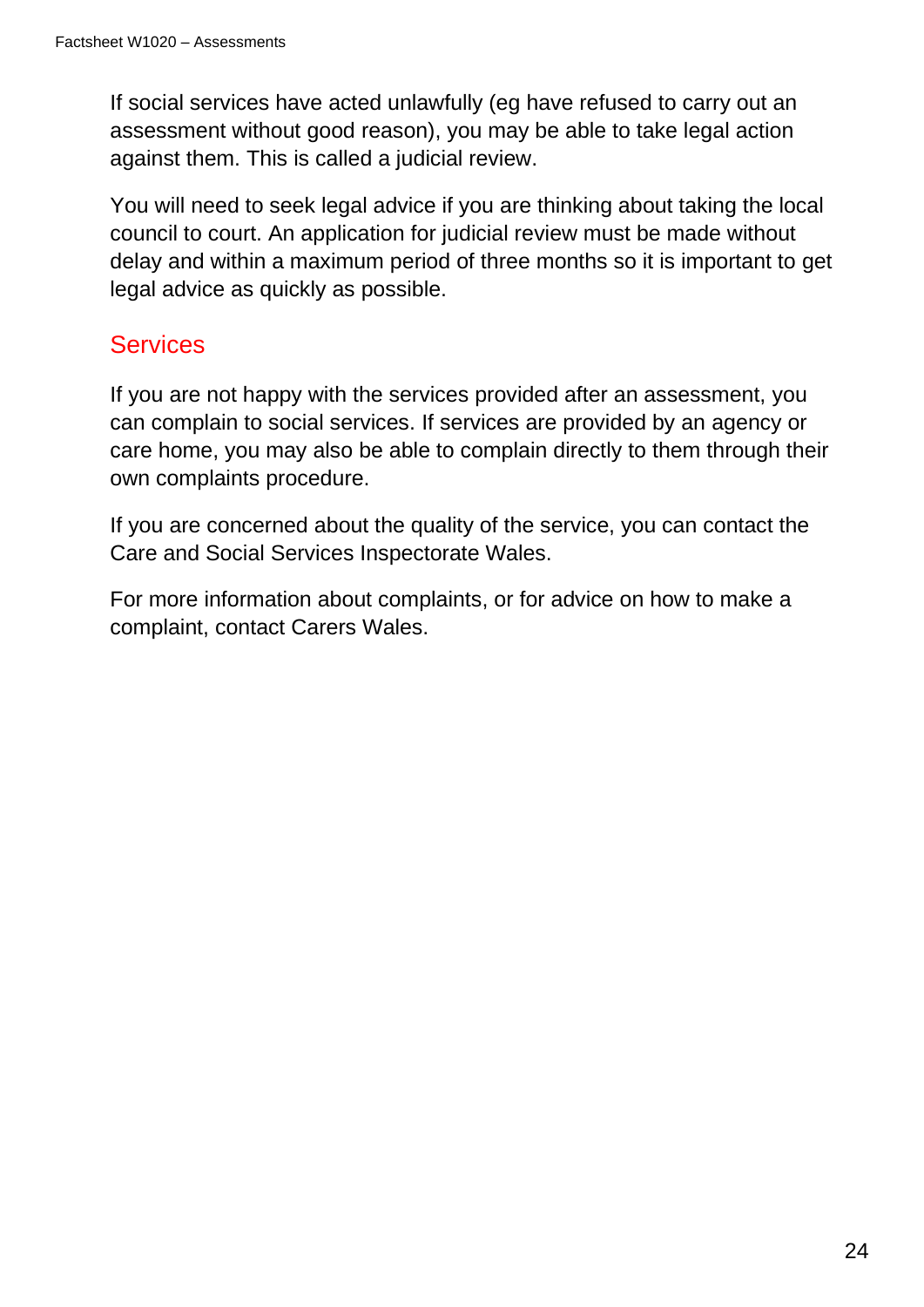If social services have acted unlawfully (eg have refused to carry out an assessment without good reason), you may be able to take legal action against them. This is called a judicial review.

You will need to seek legal advice if you are thinking about taking the local council to court. An application for judicial review must be made without delay and within a maximum period of three months so it is important to get legal advice as quickly as possible.

## Services

If you are not happy with the services provided after an assessment, you can complain to social services. If services are provided by an agency or care home, you may also be able to complain directly to them through their own complaints procedure.

If you are concerned about the quality of the service, you can contact the Care and Social Services Inspectorate Wales.

For more information about complaints, or for advice on how to make a complaint, contact Carers Wales.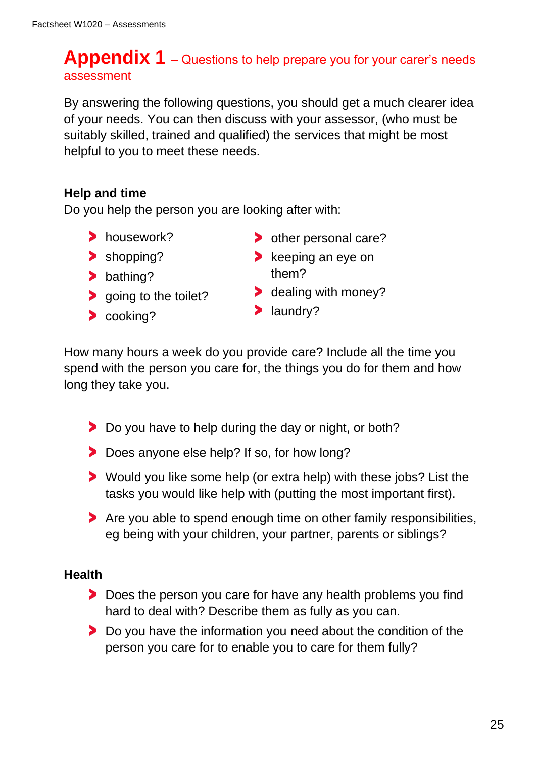# Appendix 1 – Questions to help prepare you for your carer's needs assessment

By answering the following questions, you should get a much clearer idea of your needs. You can then discuss with your assessor, (who must be suitably skilled, trained and qualified) the services that might be most helpful to you to meet these needs.

### Help and time

Do you help the person you are looking after with:

- housework?
- shopping?
- bathing?
- going to the toilet?
- cooking?
- other personal care?
- keeping an eye on them?
- dealing with money?
- laundry?

How many hours a week do you provide care? Include all the time you spend with the person you care for, the things you do for them and how long they take you.

- Do you have to help during the day or night, or both?
- Does anyone else help? If so, for how long?
- Would you like some help (or extra help) with these jobs? List the tasks you would like help with (putting the most important first).
- Are you able to spend enough time on other family responsibilities, eg being with your children, your partner, parents or siblings?

### Health

- Does the person you care for have any health problems you find hard to deal with? Describe them as fully as you can.
- Do you have the information you need about the condition of the person you care for to enable you to care for them fully?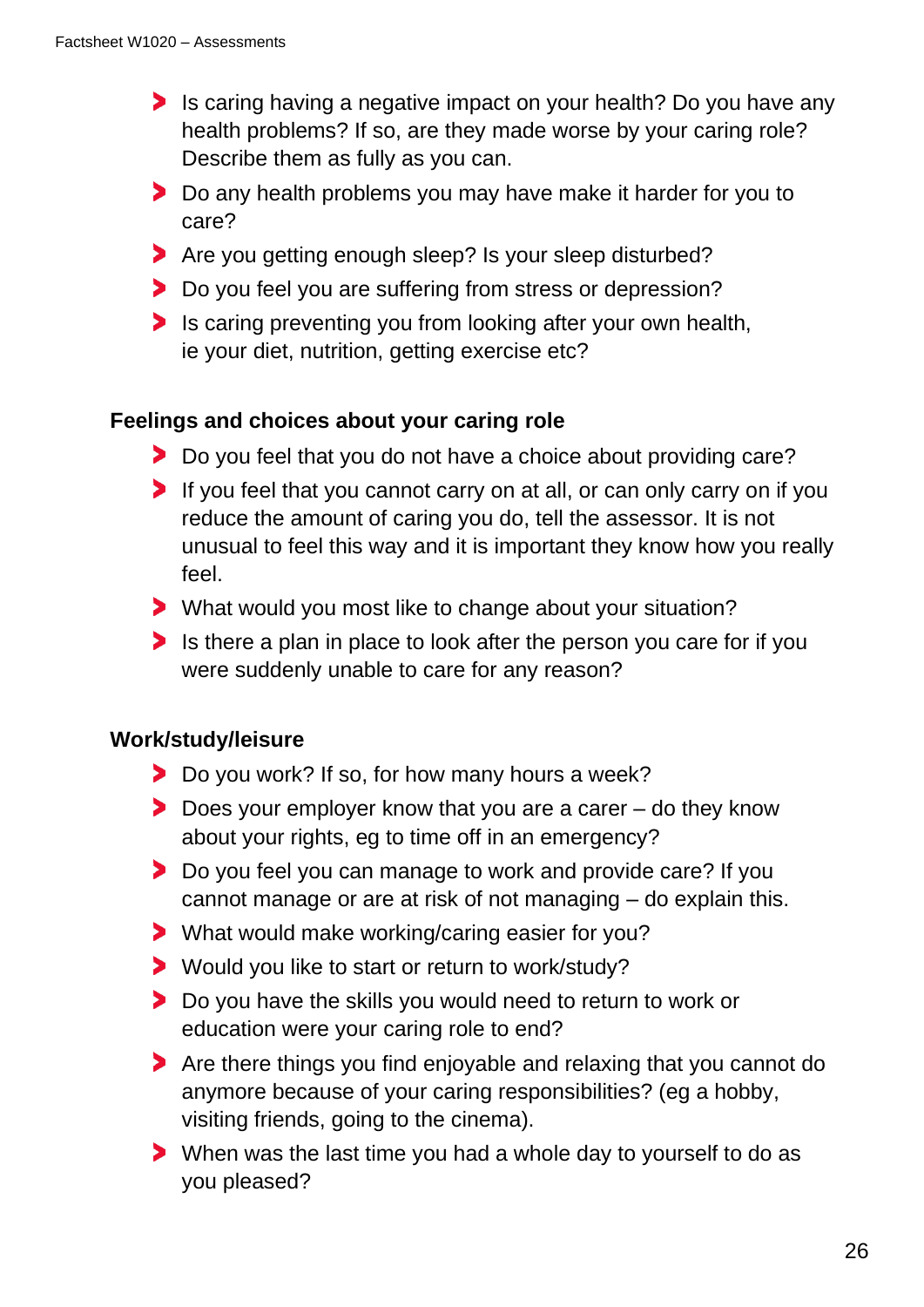- Is caring having a negative impact on your health? Do you have any health problems? If so, are they made worse by your caring role? Describe them as fully as you can.
- Do any health problems you may have make it harder for you to care?
- Are you getting enough sleep? Is your sleep disturbed?
- Do you feel you are suffering from stress or depression?
- Is caring preventing you from looking after your own health, ie your diet, nutrition, getting exercise etc?

**Feelings and choices about your caring role**

- Do you feel that you do not have a choice about providing care?
- If you feel that you cannot carry on at all, or can only carry on if you reduce the amount of caring you do, tell the assessor. It is not unusual to feel this way and it is important they know how you really feel.
- What would you most like to change about your situation?
- Is there a plan in place to look after the person you care for if you were suddenly unable to care for any reason?

**Work/study/leisure**

- Do you work? If so, for how many hours a week?
- Does your employer know that you are a carer – do they know about your rights, eg to time off in an emergency?
- Do you feel you can manage to work and provide care? If you cannot manage or are at risk of not managing – do explain this.
- What would make working/caring easier for you?
- Would you like to start or return to work/study?
- Do you have the skills you would need to return to work or education were your caring role to end?
- Are there things you find enjoyable and relaxing that you cannot do anymore because of your caring responsibilities? (eg a hobby, visiting friends, going to the cinema).
- When was the last time you had a whole day to yourself to do as you pleased?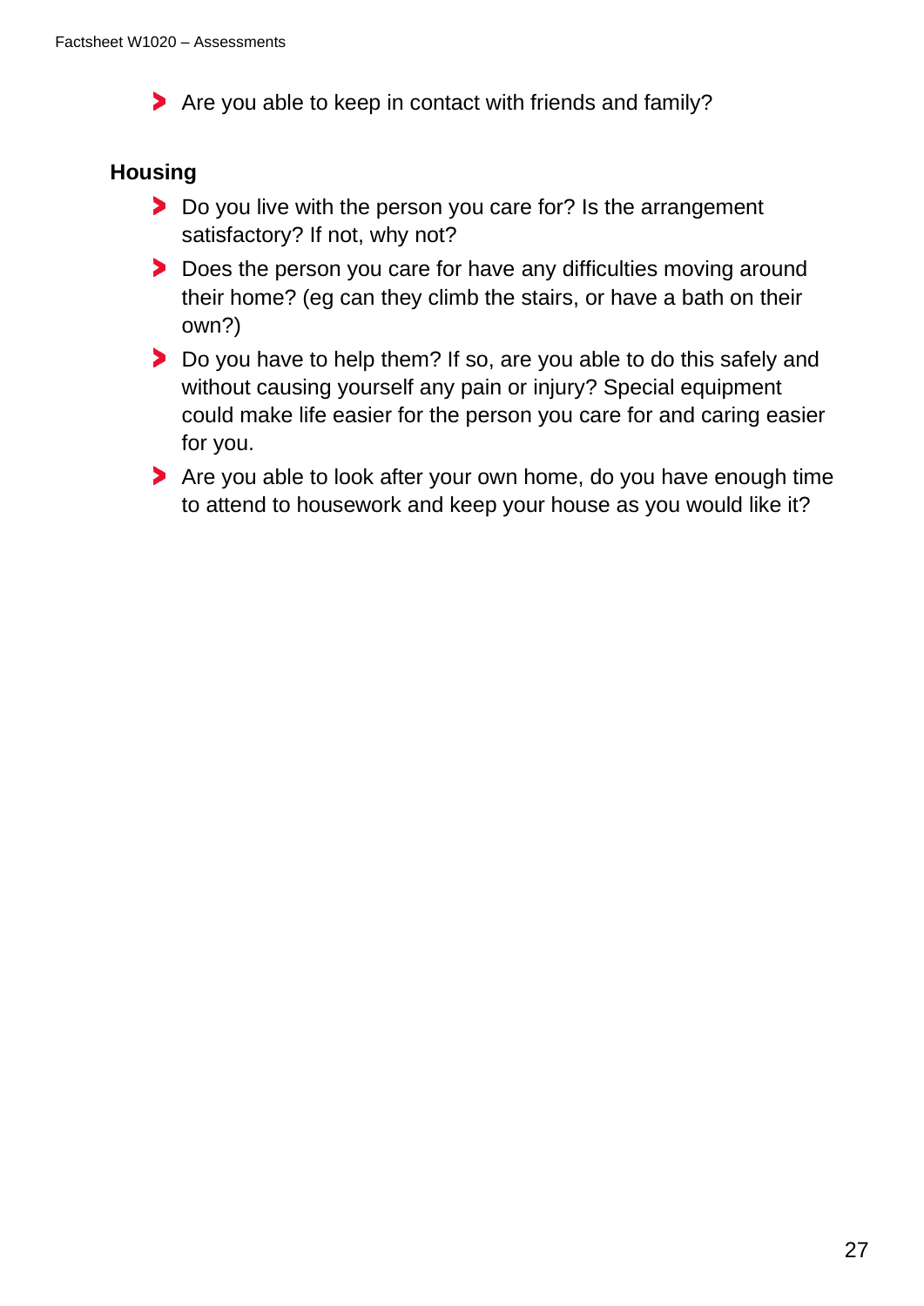- Are you able to keep in contact with friends and family?

**Housing**

- Do you live with the person you care for? Is the arrangement satisfactory? If not, why not?
- Does the person you care for have any difficulties moving around their home? (eg can they climb the stairs, or have a bath on their own?)
- Do you have to help them? If so, are you able to do this safely and without causing yourself any pain or injury? Special equipment could make life easier for the person you care for and caring easier for you.
- Are you able to look after your own home, do you have enough time to attend to housework and keep your house as you would like it?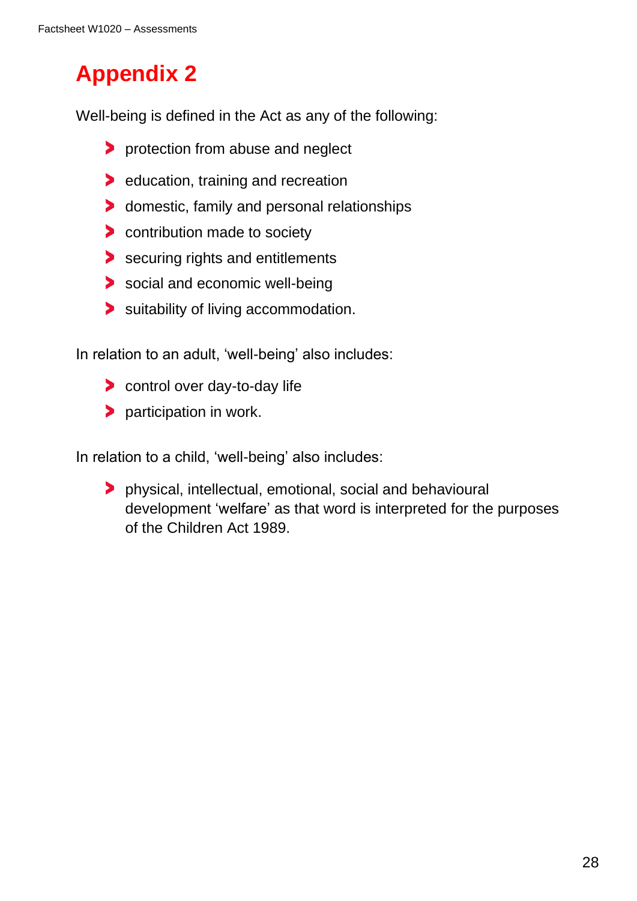# Appendix 2

Well-being is defined in the Act as any of the following:

- protection from abuse and neglect
- education, training and recreation
- domestic, family and personal relationships
- contribution made to society
- securing rights and entitlements
- social and economic well-being
- suitability of living accommodation.

In relation to an adult, 'well-being' also includes:

- control over day-to-day life
- participation in work.

In relation to a child, 'well-being' also includes:

- physical, intellectual, emotional, social and behavioural development 'welfare' as that word is interpreted for the purposes of the Children Act 1989.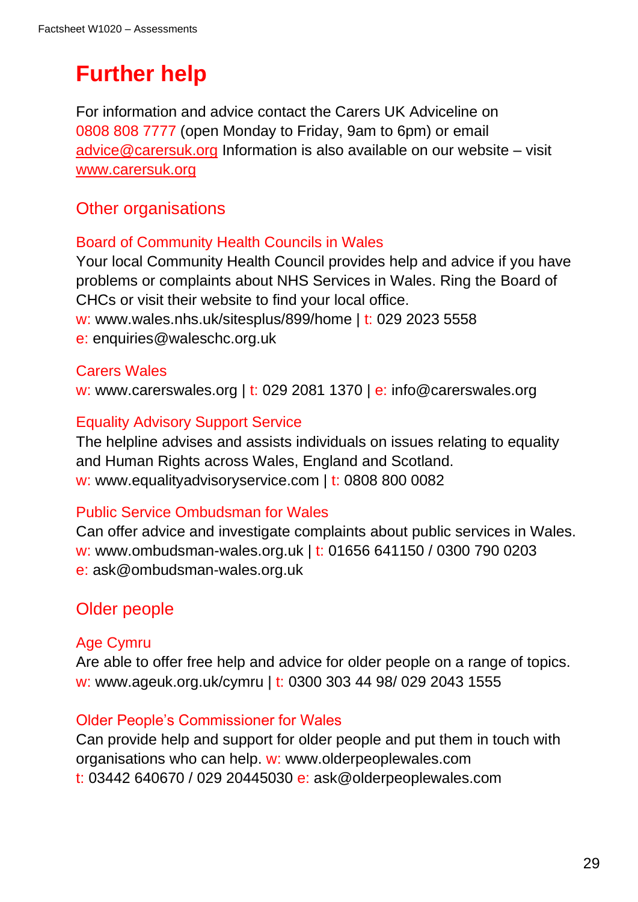# Further help

For information and advice contact the Carers UK Adviceline on 0808 808 7777 (open Monday to Friday, 9am to 6pm) or email advice@carersuk.org Information is also available on our website – visit www.carersuk.org

## Other organisations

### Board of Community Health Councils in Wales

Your local Community Health Council provides help and advice if you have problems or complaints about NHS Services in Wales. Ring the Board of CHCs or visit their website to find your local office.
w: www.wales.nhs.uk/sitesplus/899/home | t: 029 2023 5558
e: enquiries@waleschc.org.uk

### Carers Wales

w: www.carerswales.org | t: 029 2081 1370 | e: info@carerswales.org

### Equality Advisory Support Service

The helpline advises and assists individuals on issues relating to equality and Human Rights across Wales, England and Scotland.
w: www.equalityadvisoryservice.com | t: 0808 800 0082

### Public Service Ombudsman for Wales

Can offer advice and investigate complaints about public services in Wales.
w: www.ombudsman-wales.org.uk | t: 01656 641150 / 0300 790 0203
e: ask@ombudsman-wales.org.uk

## Older people

### Age Cymru

Are able to offer free help and advice for older people on a range of topics.
w: www.ageuk.org.uk/cymru | t: 0300 303 44 98/ 029 2043 1555

### Older People's Commissioner for Wales

Can provide help and support for older people and put them in touch with organisations who can help. w: www.olderpeoplewales.com
t: 03442 640670 / 029 20445030 e: ask@olderpeoplewales.com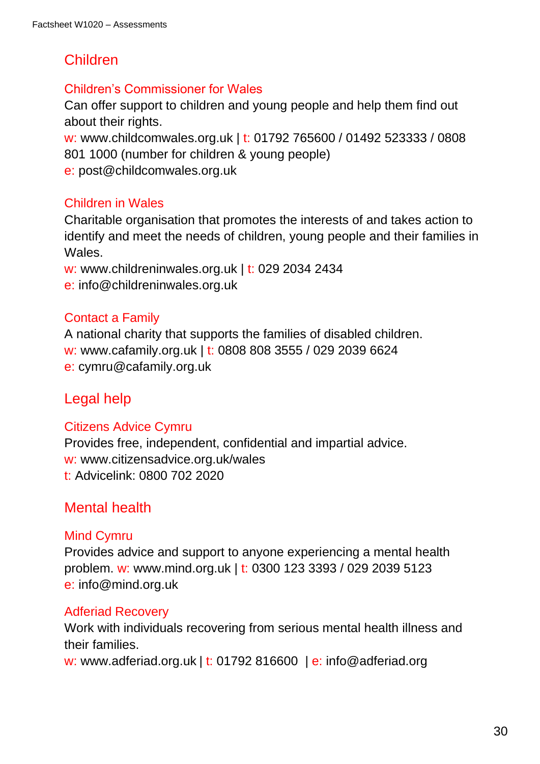## Children

### Children's Commissioner for Wales

Can offer support to children and young people and help them find out about their rights.

w: www.childcomwales.org.uk | t: 01792 765600 / 01492 523333 / 0808 801 1000 (number for children & young people)

e: post@childcomwales.org.uk

### Children in Wales

Charitable organisation that promotes the interests of and takes action to identify and meet the needs of children, young people and their families in Wales.

w: www.childreninwales.org.uk | t: 029 2034 2434

e: info@childreninwales.org.uk

### Contact a Family

A national charity that supports the families of disabled children.

w: www.cafamily.org.uk | t: 0808 808 3555 / 029 2039 6624

e: cymru@cafamily.org.uk

## Legal help

### Citizens Advice Cymru

Provides free, independent, confidential and impartial advice.

w: www.citizensadvice.org.uk/wales

t: Advicelink: 0800 702 2020

## Mental health

### Mind Cymru

Provides advice and support to anyone experiencing a mental health problem. w: www.mind.org.uk | t: 0300 123 3393 / 029 2039 5123

e: info@mind.org.uk

### Adferiad Recovery

Work with individuals recovering from serious mental health illness and their families.

w: www.adferiad.org.uk | t: 01792 816600 | e: info@adferiad.org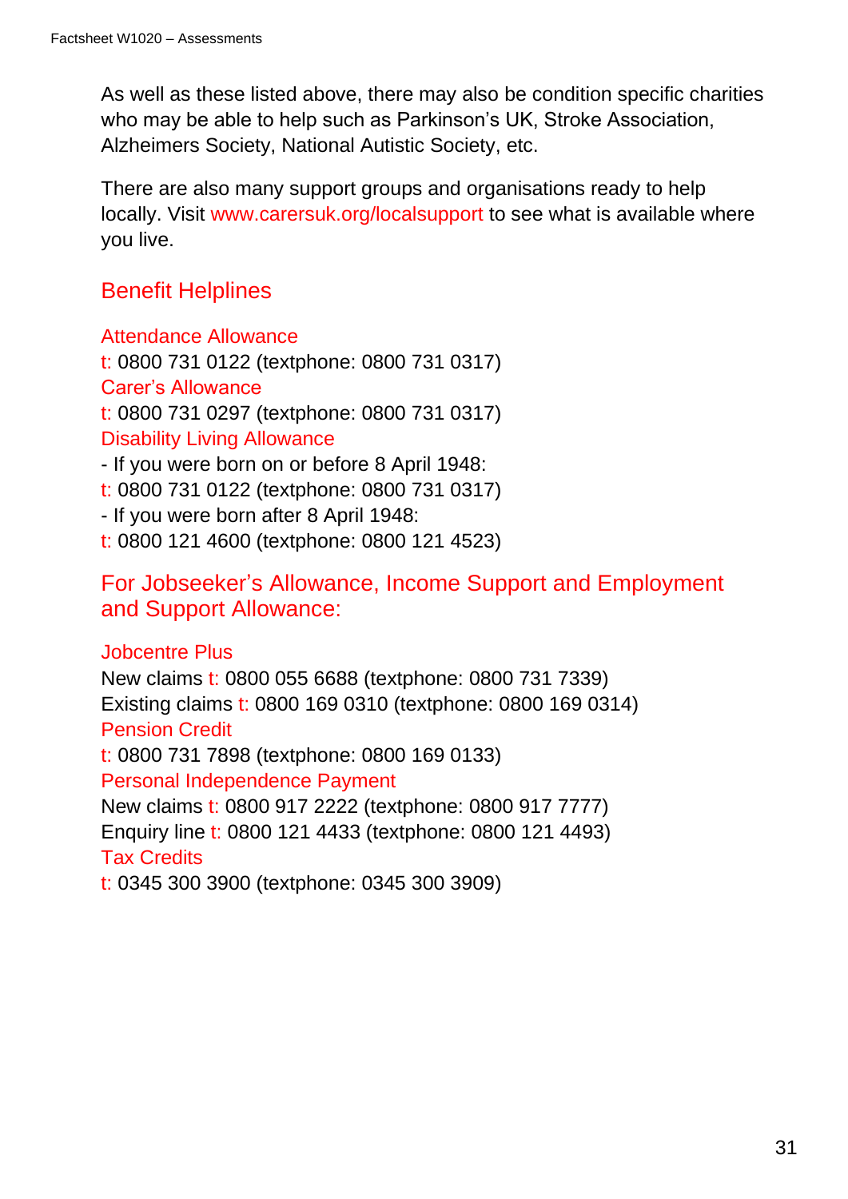As well as these listed above, there may also be condition specific charities who may be able to help such as Parkinson's UK, Stroke Association, Alzheimers Society, National Autistic Society, etc.

There are also many support groups and organisations ready to help locally. Visit www.carersuk.org/localsupport to see what is available where you live.

## Benefit Helplines

### Attendance Allowance

t: 0800 731 0122 (textphone: 0800 731 0317)

### Carer's Allowance

t: 0800 731 0297 (textphone: 0800 731 0317)

### Disability Living Allowance

- If you were born on or before 8 April 1948:

t: 0800 731 0122 (textphone: 0800 731 0317)

- If you were born after 8 April 1948:

t: 0800 121 4600 (textphone: 0800 121 4523)

## For Jobseeker's Allowance, Income Support and Employment and Support Allowance:

### Jobcentre Plus

New claims t: 0800 055 6688 (textphone: 0800 731 7339)
Existing claims t: 0800 169 0310 (textphone: 0800 169 0314)

### Pension Credit

t: 0800 731 7898 (textphone: 0800 169 0133)

### Personal Independence Payment

New claims t: 0800 917 2222 (textphone: 0800 917 7777)
Enquiry line t: 0800 121 4433 (textphone: 0800 121 4493)

### Tax Credits

t: 0345 300 3900 (textphone: 0345 300 3909)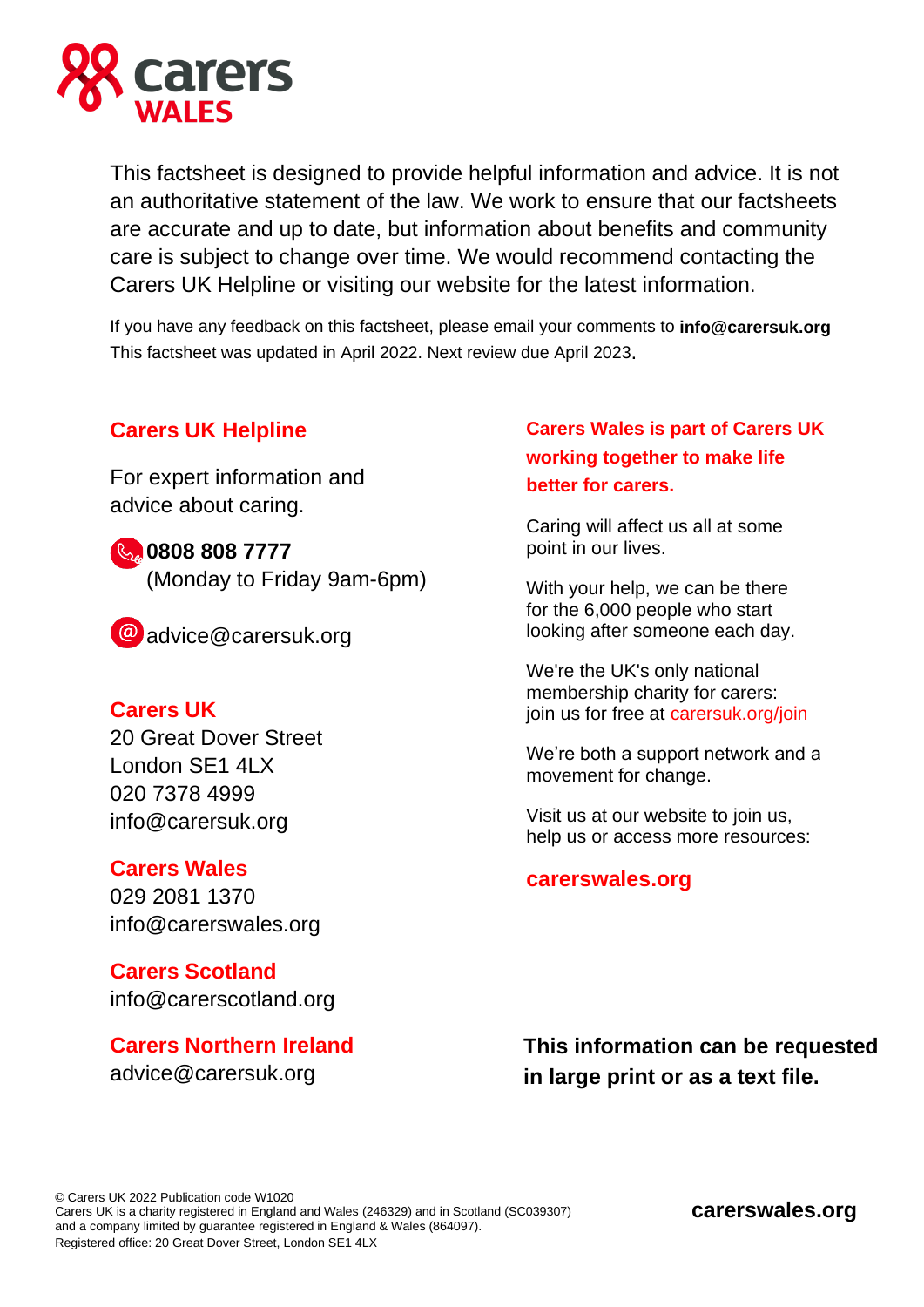carers WALES

This factsheet is designed to provide helpful information and advice. It is not an authoritative statement of the law. We work to ensure that our factsheets are accurate and up to date, but information about benefits and community care is subject to change over time. We would recommend contacting the Carers UK Helpline or visiting our website for the latest information.

If you have any feedback on this factsheet, please email your comments to **info@carersuk.org**
This factsheet was updated in April 2022. Next review due April 2023.

## Carers UK Helpline

For expert information and advice about caring.

**0808 808 7777**
(Monday to Friday 9am-6pm)

advice@carersuk.org

## Carers UK

20 Great Dover Street
London SE1 4LX
020 7378 4999
info@carersuk.org

## Carers Wales

029 2081 1370
info@carerswales.org

## Carers Scotland

info@carerscotland.org

## Carers Northern Ireland

advice@carersuk.org

## Carers Wales is part of Carers UK working together to make life better for carers.

Caring will affect us all at some point in our lives.

With your help, we can be there for the 6,000 people who start looking after someone each day.

We're the UK's only national membership charity for carers: join us for free at carersuk.org/join

We're both a support network and a movement for change.

Visit us at our website to join us, help us or access more resources:

**carerswales.org**

**This information can be requested in large print or as a text file.**

© Carers UK 2022 Publication code W1020
Carers UK is a charity registered in England and Wales (246329) and in Scotland (SC039307) and a company limited by guarantee registered in England & Wales (864097).
Registered office: 20 Great Dover Street, London SE1 4LX

**carerswales.org**